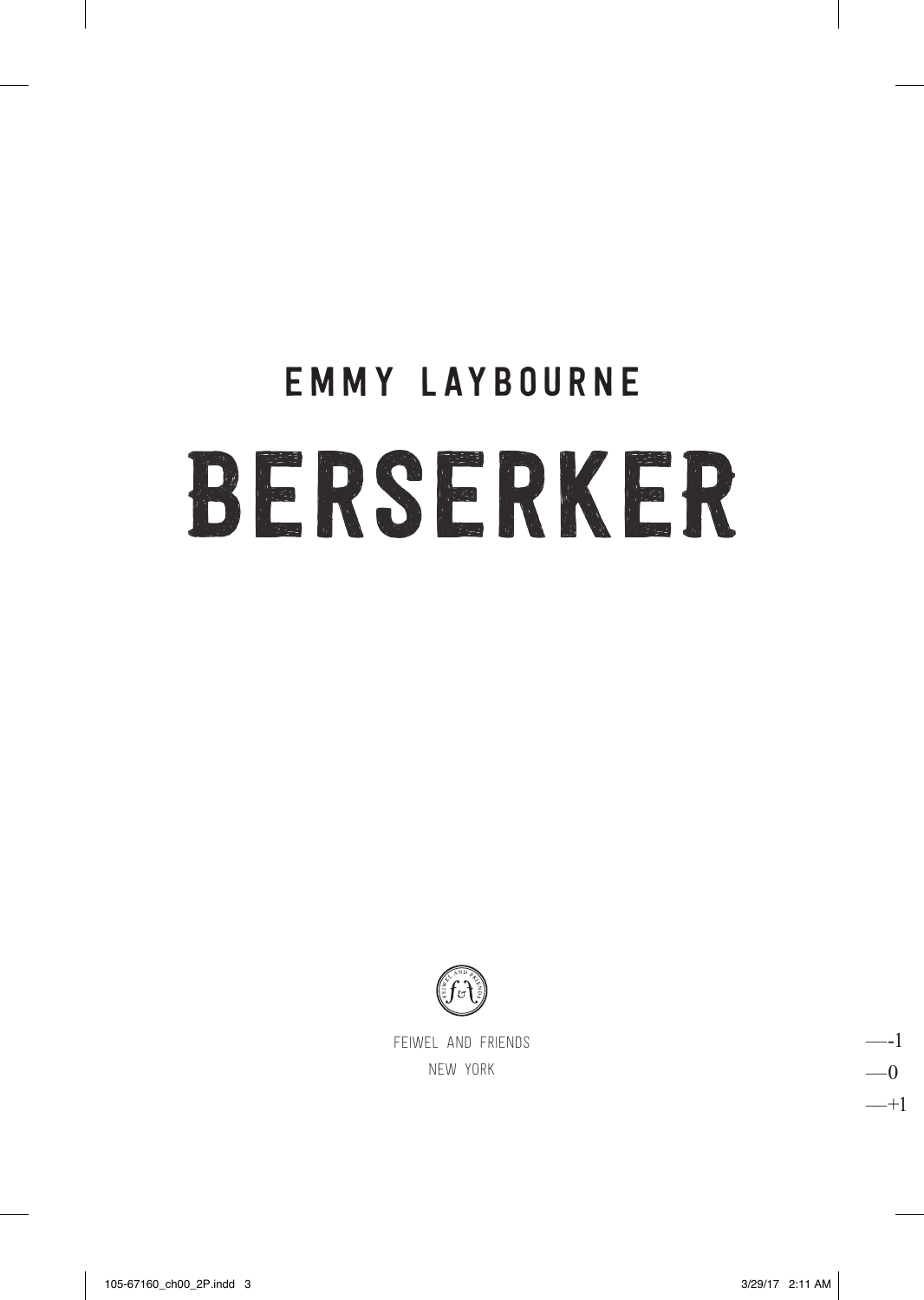EMMY LAYBOURNE

# BERSERKER

FEIWEL AND FRIENDS

NEW YORK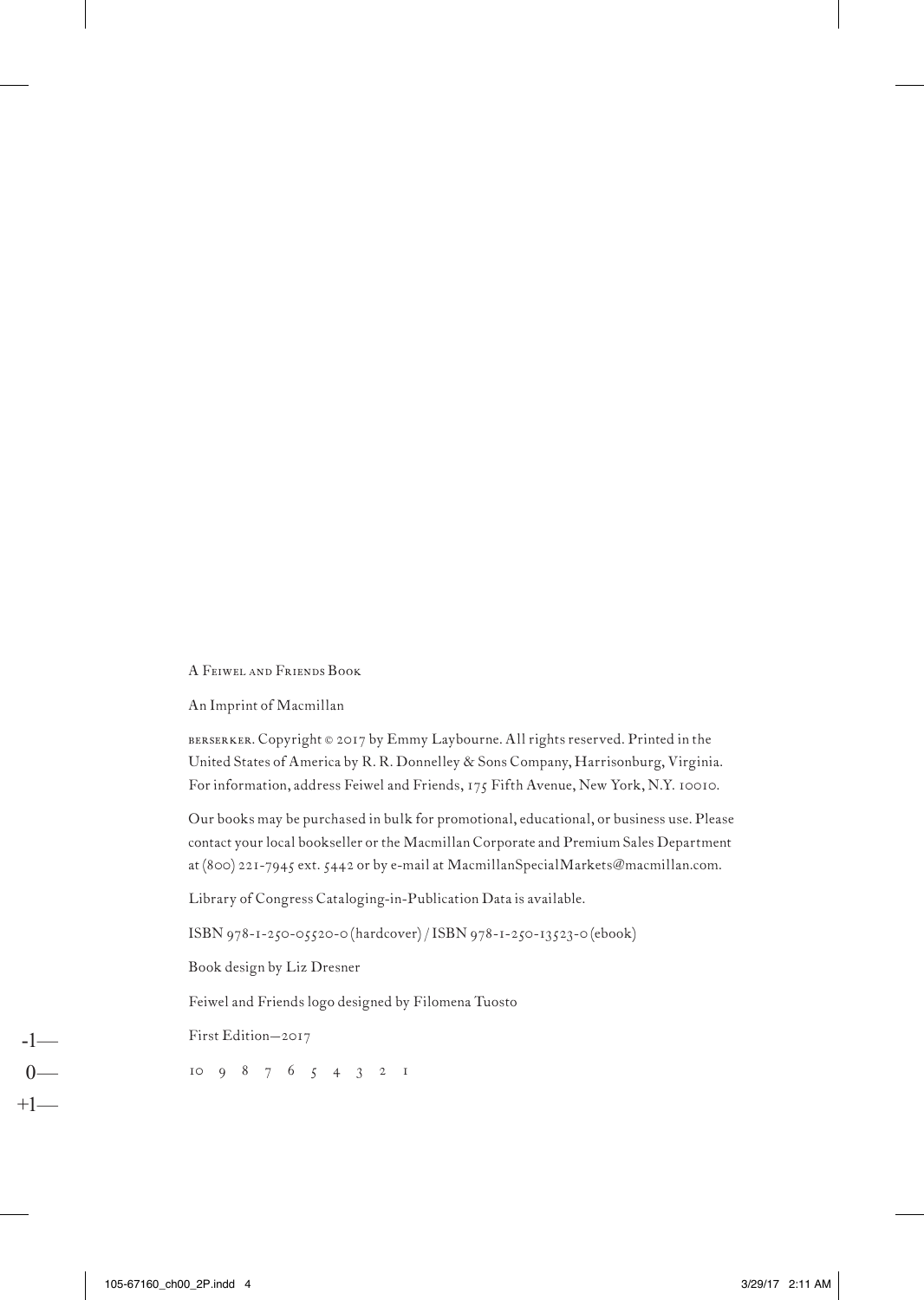A Feiwel and Friends Book

An Imprint of Macmillan

berserker. Copyright © 2017 by Emmy Laybourne. All rights reserved. Printed in the United States of America by R. R. Donnelley & Sons Company, Harrisonburg, Virginia. For information, address Feiwel and Friends, 175 Fifth Avenue, New York, N.Y. 10010.

Our books may be purchased in bulk for promotional, educational, or business use. Please contact your local bookseller or the Macmillan Corporate and Premium Sales Department at (800) 221-7945 ext. 5442 or by e-mail at MacmillanSpecialMarkets@macmillan.com.

Library of Congress Cataloging-in-Publication Data is available.

ISBN 978-1-250-05520-0 (hardcover) / ISBN 978-1-250-13523-0 (ebook)

Book design by Liz Dresner

Feiwel and Friends logo designed by Filomena Tuosto

First Edition—2017

10 9 8 7 6 5 4 3 2 1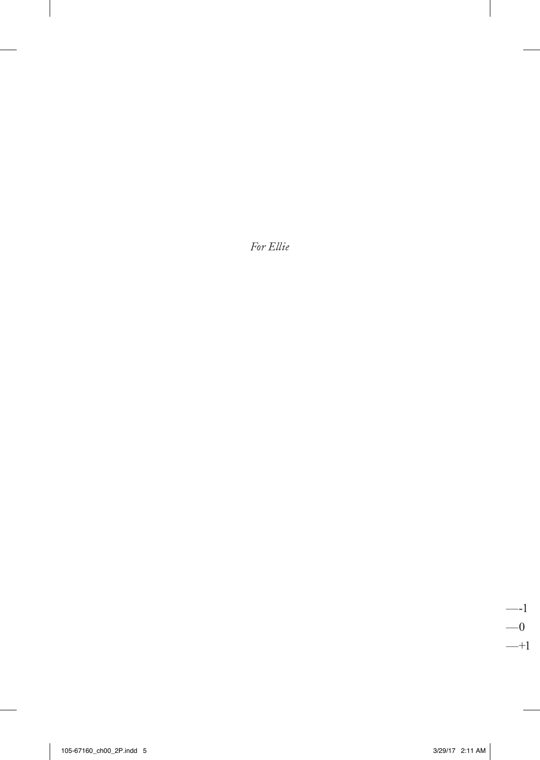*For Ellie*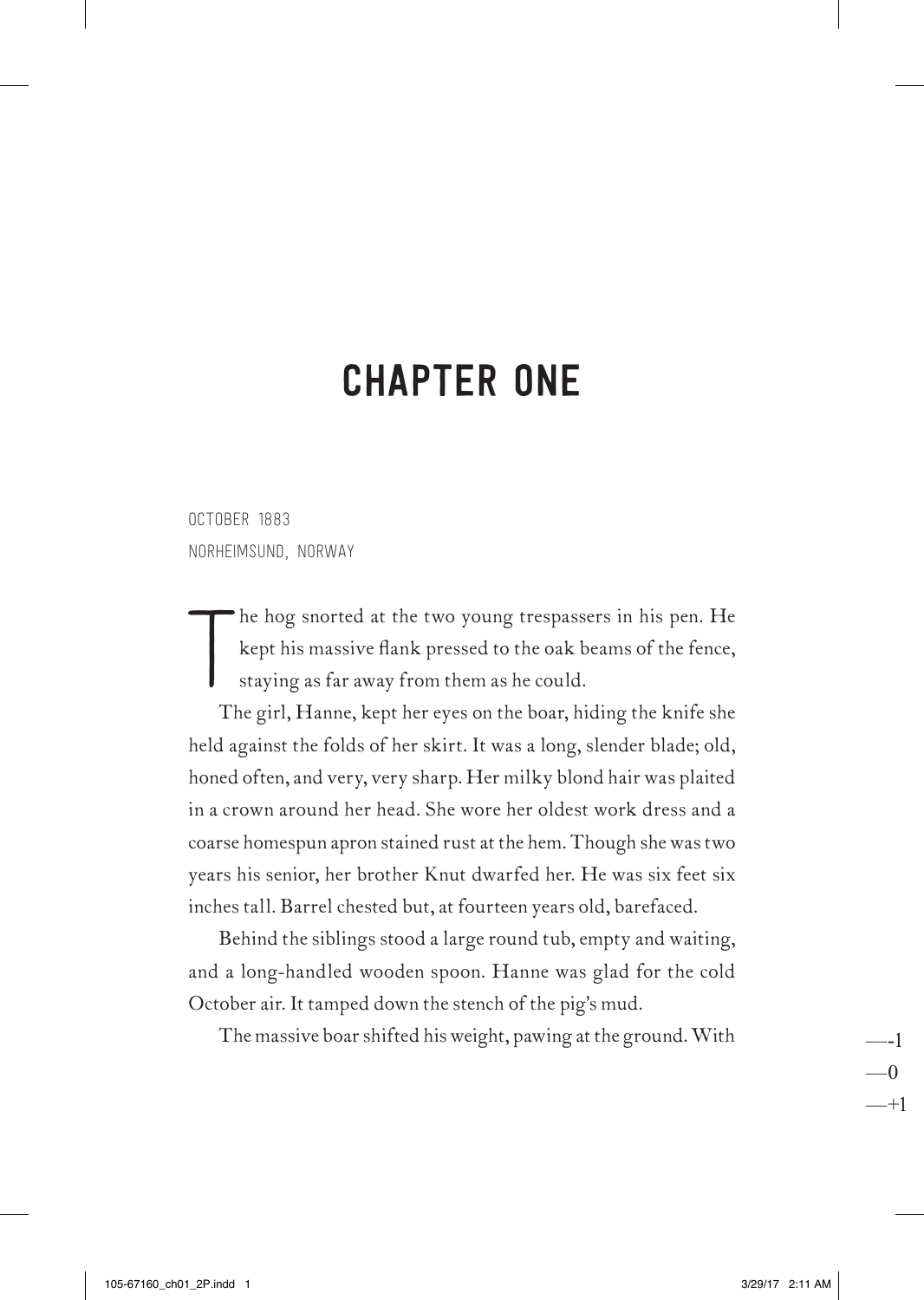# CHAPTER ONE

OCTOBER 1883
NORHEIMSUND, NORWAY

The hog snorted at the two young trespassers in his pen. He kept his massive flank pressed to the oak beams of the fence, staying as far away from them as he could.

The girl, Hanne, kept her eyes on the boar, hiding the knife she held against the folds of her skirt. It was a long, slender blade; old, honed often, and very, very sharp. Her milky blond hair was plaited in a crown around her head. She wore her oldest work dress and a coarse homespun apron stained rust at the hem. Though she was two years his senior, her brother Knut dwarfed her. He was six feet six inches tall. Barrel chested but, at fourteen years old, barefaced.

Behind the siblings stood a large round tub, empty and waiting, and a long-handled wooden spoon. Hanne was glad for the cold October air. It tamped down the stench of the pig's mud.

The massive boar shifted his weight, pawing at the ground. With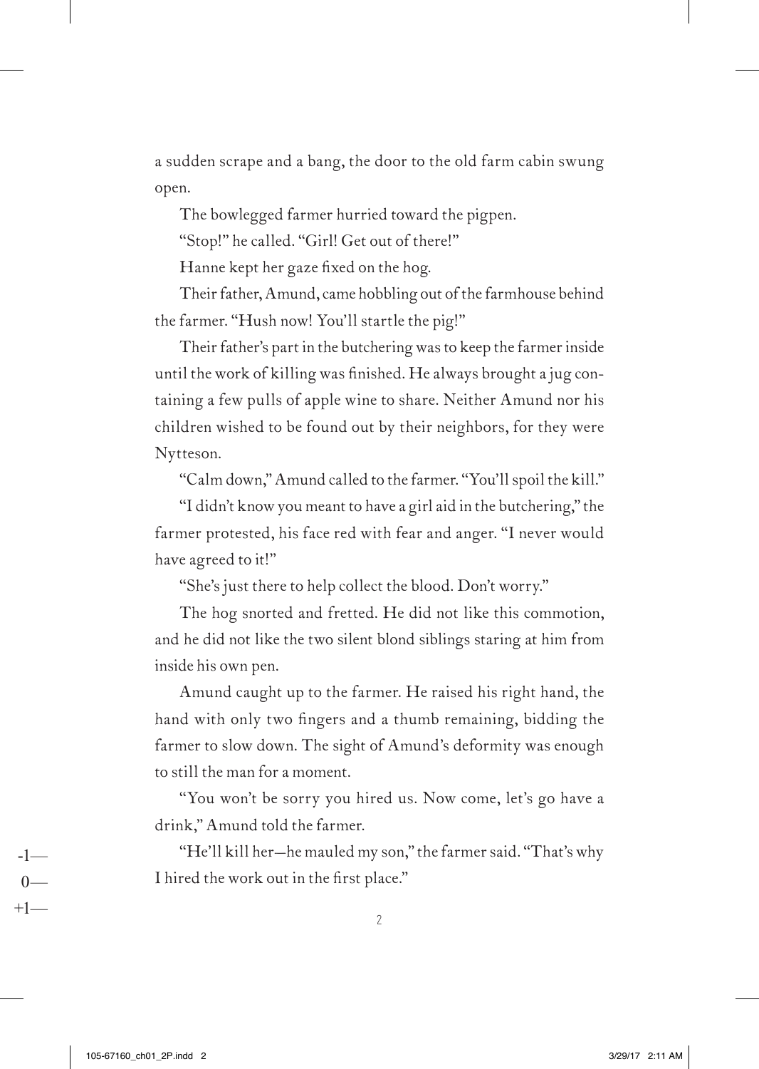a sudden scrape and a bang, the door to the old farm cabin swung open.

The bowlegged farmer hurried toward the pigpen.

"Stop!" he called. "Girl! Get out of there!"

Hanne kept her gaze fixed on the hog.

Their father, Amund, came hobbling out of the farmhouse behind the farmer. "Hush now! You'll startle the pig!"

Their father's part in the butchering was to keep the farmer inside until the work of killing was finished. He always brought a jug containing a few pulls of apple wine to share. Neither Amund nor his children wished to be found out by their neighbors, for they were Nytteson.

"Calm down," Amund called to the farmer. "You'll spoil the kill."

"I didn't know you meant to have a girl aid in the butchering," the farmer protested, his face red with fear and anger. "I never would have agreed to it!"

"She's just there to help collect the blood. Don't worry."

The hog snorted and fretted. He did not like this commotion, and he did not like the two silent blond siblings staring at him from inside his own pen.

Amund caught up to the farmer. He raised his right hand, the hand with only two fingers and a thumb remaining, bidding the farmer to slow down. The sight of Amund's deformity was enough to still the man for a moment.

"You won't be sorry you hired us. Now come, let's go have a drink," Amund told the farmer.

"He'll kill her—he mauled my son," the farmer said. "That's why I hired the work out in the first place."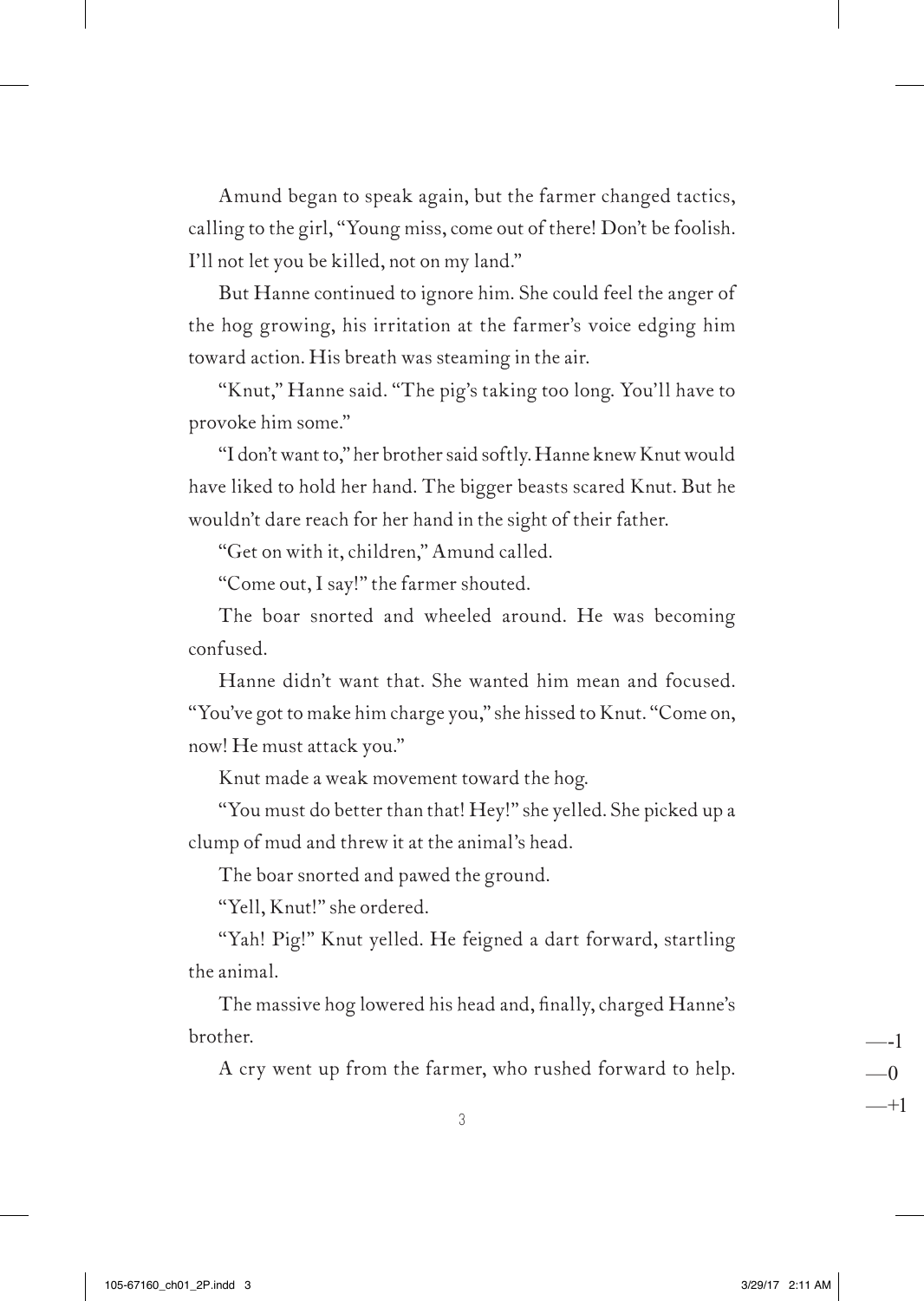Amund began to speak again, but the farmer changed tactics, calling to the girl, "Young miss, come out of there! Don't be foolish. I'll not let you be killed, not on my land."

But Hanne continued to ignore him. She could feel the anger of the hog growing, his irritation at the farmer's voice edging him toward action. His breath was steaming in the air.

"Knut," Hanne said. "The pig's taking too long. You'll have to provoke him some."

"I don't want to," her brother said softly. Hanne knew Knut would have liked to hold her hand. The bigger beasts scared Knut. But he wouldn't dare reach for her hand in the sight of their father.

"Get on with it, children," Amund called.

"Come out, I say!" the farmer shouted.

The boar snorted and wheeled around. He was becoming confused.

Hanne didn't want that. She wanted him mean and focused. "You've got to make him charge you," she hissed to Knut. "Come on, now! He must attack you."

Knut made a weak movement toward the hog.

"You must do better than that! Hey!" she yelled. She picked up a clump of mud and threw it at the animal's head.

The boar snorted and pawed the ground.

"Yell, Knut!" she ordered.

"Yah! Pig!" Knut yelled. He feigned a dart forward, startling the animal.

The massive hog lowered his head and, finally, charged Hanne's brother.

A cry went up from the farmer, who rushed forward to help.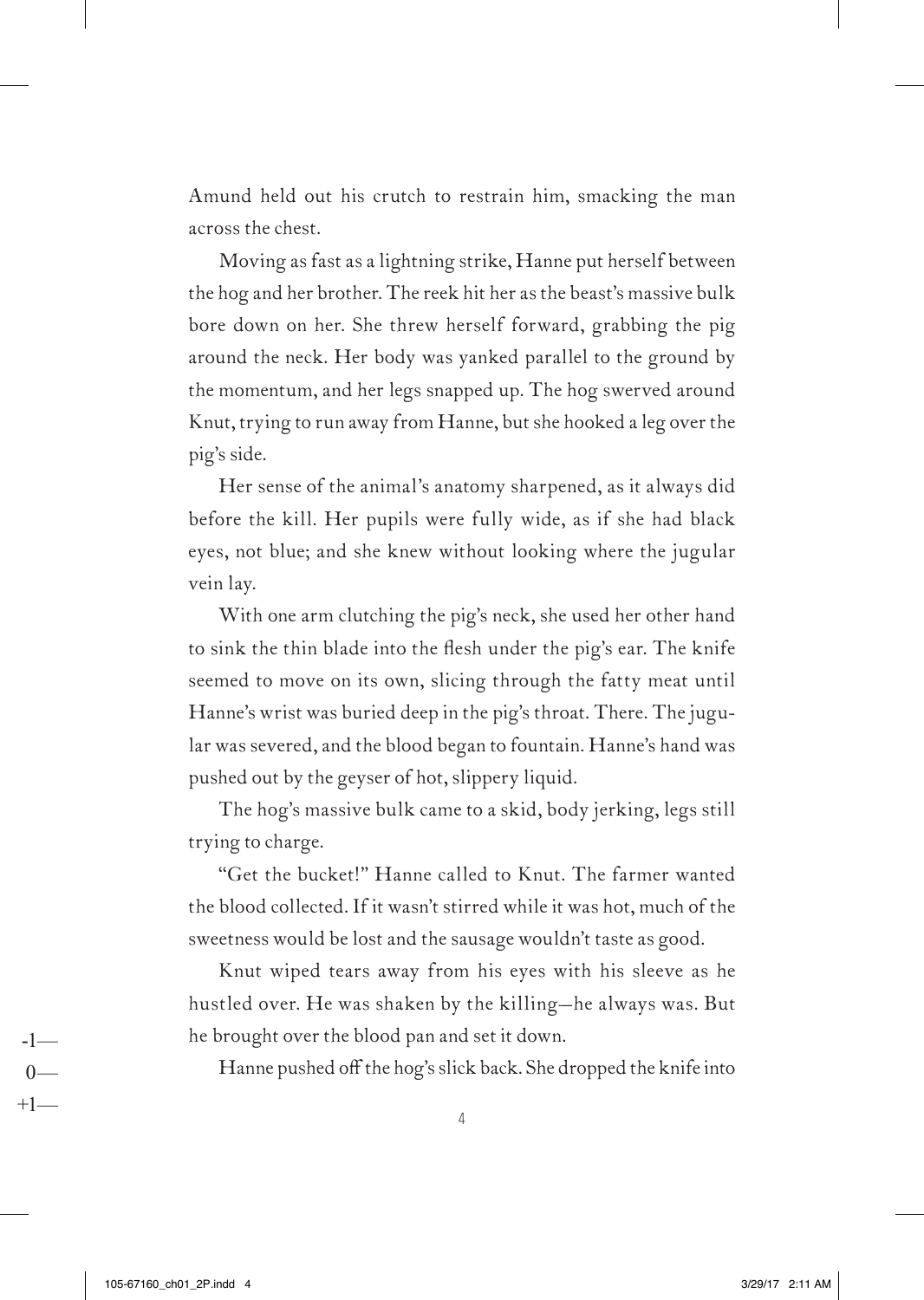Amund held out his crutch to restrain him, smacking the man across the chest.

Moving as fast as a lightning strike, Hanne put herself between the hog and her brother. The reek hit her as the beast's massive bulk bore down on her. She threw herself forward, grabbing the pig around the neck. Her body was yanked parallel to the ground by the momentum, and her legs snapped up. The hog swerved around Knut, trying to run away from Hanne, but she hooked a leg over the pig's side.

Her sense of the animal's anatomy sharpened, as it always did before the kill. Her pupils were fully wide, as if she had black eyes, not blue; and she knew without looking where the jugular vein lay.

With one arm clutching the pig's neck, she used her other hand to sink the thin blade into the flesh under the pig's ear. The knife seemed to move on its own, slicing through the fatty meat until Hanne's wrist was buried deep in the pig's throat. There. The jugular was severed, and the blood began to fountain. Hanne's hand was pushed out by the geyser of hot, slippery liquid.

The hog's massive bulk came to a skid, body jerking, legs still trying to charge.

"Get the bucket!" Hanne called to Knut. The farmer wanted the blood collected. If it wasn't stirred while it was hot, much of the sweetness would be lost and the sausage wouldn't taste as good.

Knut wiped tears away from his eyes with his sleeve as he hustled over. He was shaken by the killing—he always was. But he brought over the blood pan and set it down.

Hanne pushed off the hog's slick back. She dropped the knife into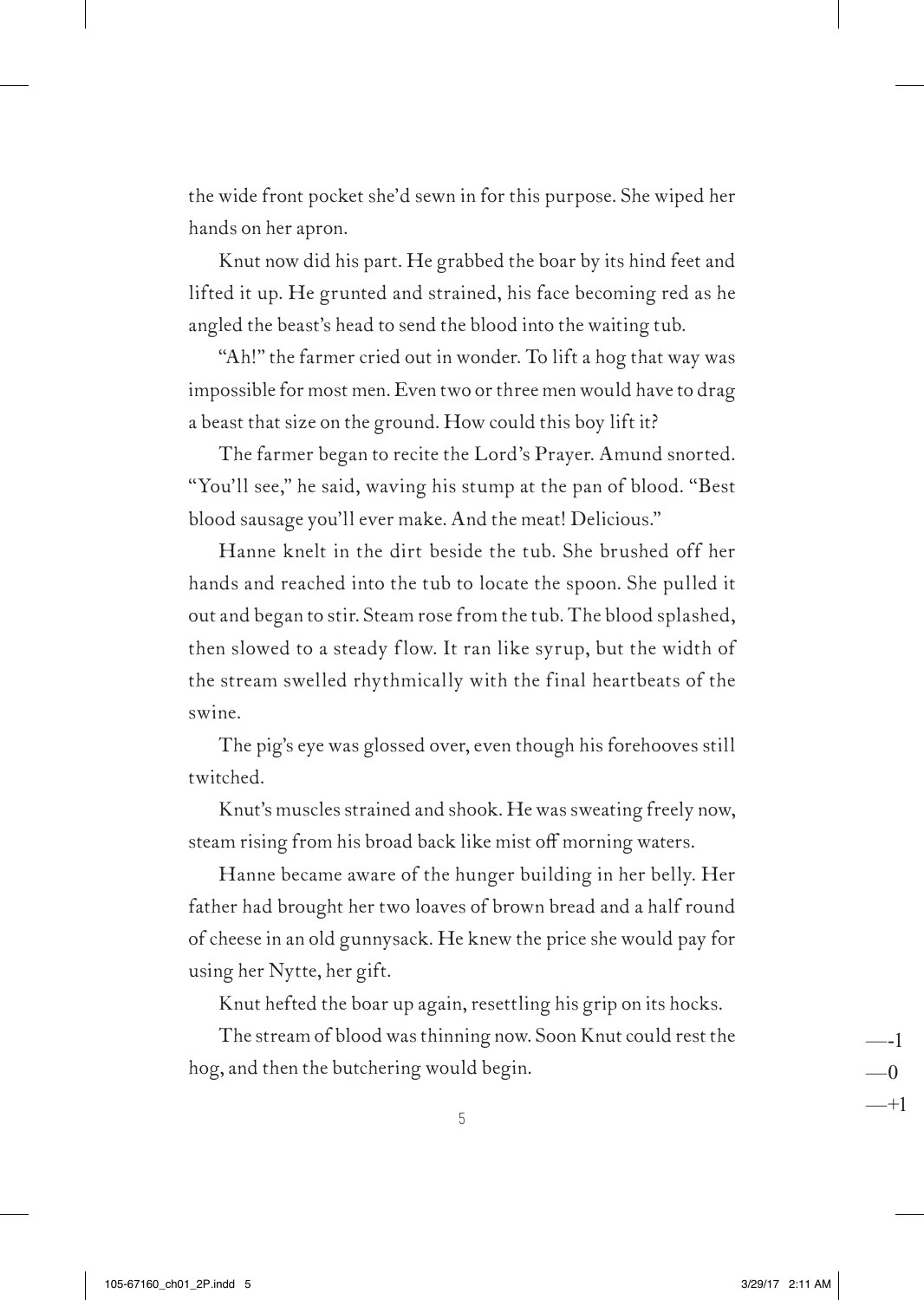the wide front pocket she'd sewn in for this purpose. She wiped her hands on her apron.

Knut now did his part. He grabbed the boar by its hind feet and lifted it up. He grunted and strained, his face becoming red as he angled the beast's head to send the blood into the waiting tub.

"Ah!" the farmer cried out in wonder. To lift a hog that way was impossible for most men. Even two or three men would have to drag a beast that size on the ground. How could this boy lift it?

The farmer began to recite the Lord's Prayer. Amund snorted. "You'll see," he said, waving his stump at the pan of blood. "Best blood sausage you'll ever make. And the meat! Delicious."

Hanne knelt in the dirt beside the tub. She brushed off her hands and reached into the tub to locate the spoon. She pulled it out and began to stir. Steam rose from the tub. The blood splashed, then slowed to a steady flow. It ran like syrup, but the width of the stream swelled rhythmically with the final heartbeats of the swine.

The pig's eye was glossed over, even though his forehooves still twitched.

Knut's muscles strained and shook. He was sweating freely now, steam rising from his broad back like mist off morning waters.

Hanne became aware of the hunger building in her belly. Her father had brought her two loaves of brown bread and a half round of cheese in an old gunnysack. He knew the price she would pay for using her Nytte, her gift.

Knut hefted the boar up again, resettling his grip on its hocks.

The stream of blood was thinning now. Soon Knut could rest the hog, and then the butchering would begin.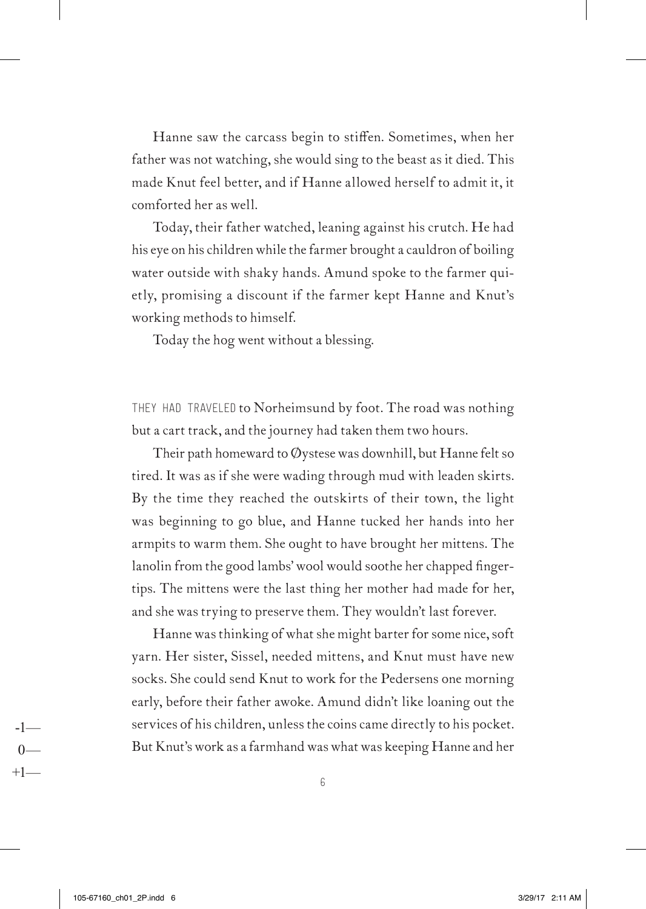Hanne saw the carcass begin to stiffen. Sometimes, when her father was not watching, she would sing to the beast as it died. This made Knut feel better, and if Hanne allowed herself to admit it, it comforted her as well.

Today, their father watched, leaning against his crutch. He had his eye on his children while the farmer brought a cauldron of boiling water outside with shaky hands. Amund spoke to the farmer quietly, promising a discount if the farmer kept Hanne and Knut's working methods to himself.

Today the hog went without a blessing.

THEY HAD TRAVELED to Norheimsund by foot. The road was nothing but a cart track, and the journey had taken them two hours.

Their path homeward to Øystese was downhill, but Hanne felt so tired. It was as if she were wading through mud with leaden skirts. By the time they reached the outskirts of their town, the light was beginning to go blue, and Hanne tucked her hands into her armpits to warm them. She ought to have brought her mittens. The lanolin from the good lambs' wool would soothe her chapped fingertips. The mittens were the last thing her mother had made for her, and she was trying to preserve them. They wouldn't last forever.

Hanne was thinking of what she might barter for some nice, soft yarn. Her sister, Sissel, needed mittens, and Knut must have new socks. She could send Knut to work for the Pedersens one morning early, before their father awoke. Amund didn't like loaning out the services of his children, unless the coins came directly to his pocket. But Knut's work as a farmhand was what was keeping Hanne and her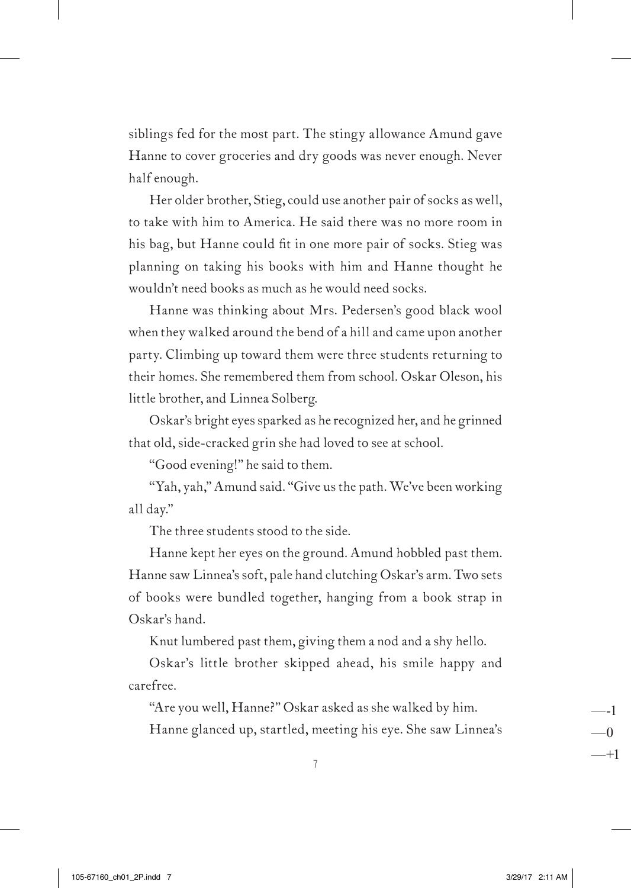siblings fed for the most part. The stingy allowance Amund gave Hanne to cover groceries and dry goods was never enough. Never half enough.

Her older brother, Stieg, could use another pair of socks as well, to take with him to America. He said there was no more room in his bag, but Hanne could fit in one more pair of socks. Stieg was planning on taking his books with him and Hanne thought he wouldn't need books as much as he would need socks.

Hanne was thinking about Mrs. Pedersen's good black wool when they walked around the bend of a hill and came upon another party. Climbing up toward them were three students returning to their homes. She remembered them from school. Oskar Oleson, his little brother, and Linnea Solberg.

Oskar's bright eyes sparked as he recognized her, and he grinned that old, side-cracked grin she had loved to see at school.

"Good evening!" he said to them.

"Yah, yah," Amund said. "Give us the path. We've been working all day."

The three students stood to the side.

Hanne kept her eyes on the ground. Amund hobbled past them. Hanne saw Linnea's soft, pale hand clutching Oskar's arm. Two sets of books were bundled together, hanging from a book strap in Oskar's hand.

Knut lumbered past them, giving them a nod and a shy hello.

Oskar's little brother skipped ahead, his smile happy and carefree.

"Are you well, Hanne?" Oskar asked as she walked by him.

Hanne glanced up, startled, meeting his eye. She saw Linnea's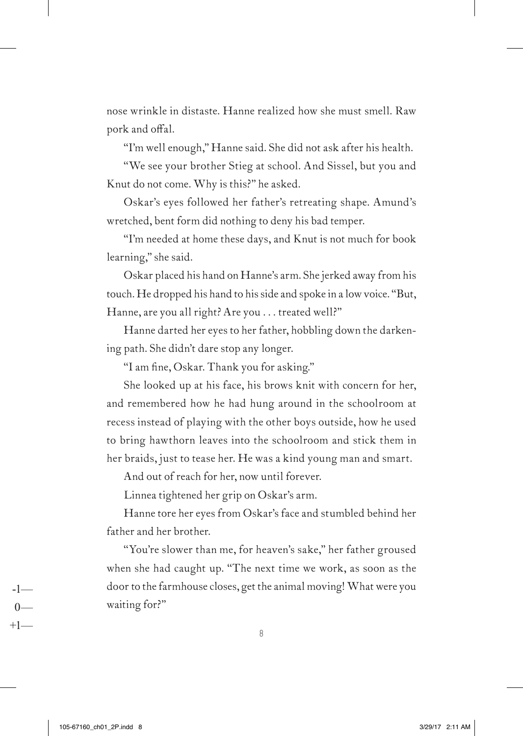nose wrinkle in distaste. Hanne realized how she must smell. Raw pork and offal.

"I'm well enough," Hanne said. She did not ask after his health.

"We see your brother Stieg at school. And Sissel, but you and Knut do not come. Why is this?" he asked.

Oskar's eyes followed her father's retreating shape. Amund's wretched, bent form did nothing to deny his bad temper.

"I'm needed at home these days, and Knut is not much for book learning," she said.

Oskar placed his hand on Hanne's arm. She jerked away from his touch. He dropped his hand to his side and spoke in a low voice. "But, Hanne, are you all right? Are you . . . treated well?"

Hanne darted her eyes to her father, hobbling down the darkening path. She didn't dare stop any longer.

"I am fine, Oskar. Thank you for asking."

She looked up at his face, his brows knit with concern for her, and remembered how he had hung around in the schoolroom at recess instead of playing with the other boys outside, how he used to bring hawthorn leaves into the schoolroom and stick them in her braids, just to tease her. He was a kind young man and smart.

And out of reach for her, now until forever.

Linnea tightened her grip on Oskar's arm.

Hanne tore her eyes from Oskar's face and stumbled behind her father and her brother.

"You're slower than me, for heaven's sake," her father groused when she had caught up. "The next time we work, as soon as the door to the farmhouse closes, get the animal moving! What were you waiting for?"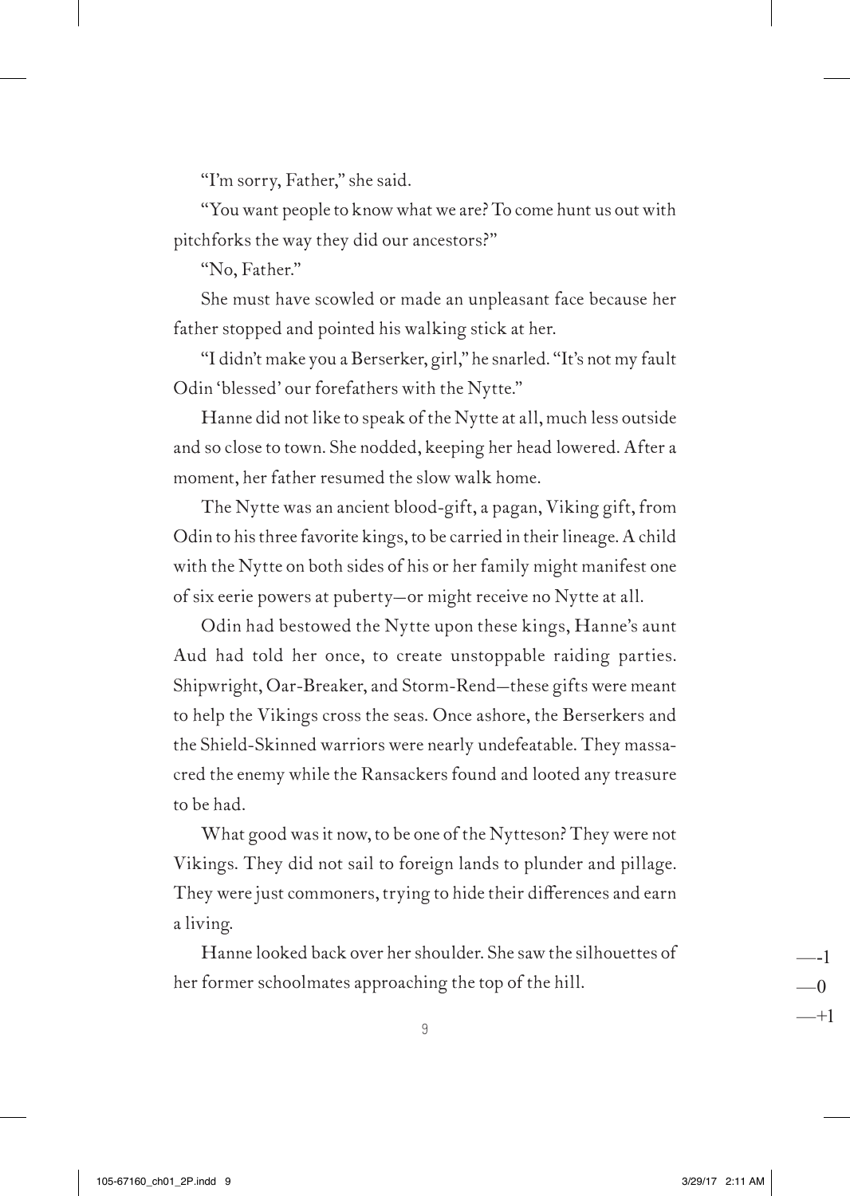"I'm sorry, Father," she said.

"You want people to know what we are? To come hunt us out with pitchforks the way they did our ancestors?"

"No, Father."

She must have scowled or made an unpleasant face because her father stopped and pointed his walking stick at her.

"I didn't make you a Berserker, girl," he snarled. "It's not my fault Odin 'blessed' our forefathers with the Nytte."

Hanne did not like to speak of the Nytte at all, much less outside and so close to town. She nodded, keeping her head lowered. After a moment, her father resumed the slow walk home.

The Nytte was an ancient blood-gift, a pagan, Viking gift, from Odin to his three favorite kings, to be carried in their lineage. A child with the Nytte on both sides of his or her family might manifest one of six eerie powers at puberty—or might receive no Nytte at all.

Odin had bestowed the Nytte upon these kings, Hanne's aunt Aud had told her once, to create unstoppable raiding parties. Shipwright, Oar-Breaker, and Storm-Rend—these gifts were meant to help the Vikings cross the seas. Once ashore, the Berserkers and the Shield-Skinned warriors were nearly undefeatable. They massacred the enemy while the Ransackers found and looted any treasure to be had.

What good was it now, to be one of the Nytteson? They were not Vikings. They did not sail to foreign lands to plunder and pillage. They were just commoners, trying to hide their differences and earn a living.

Hanne looked back over her shoulder. She saw the silhouettes of her former schoolmates approaching the top of the hill.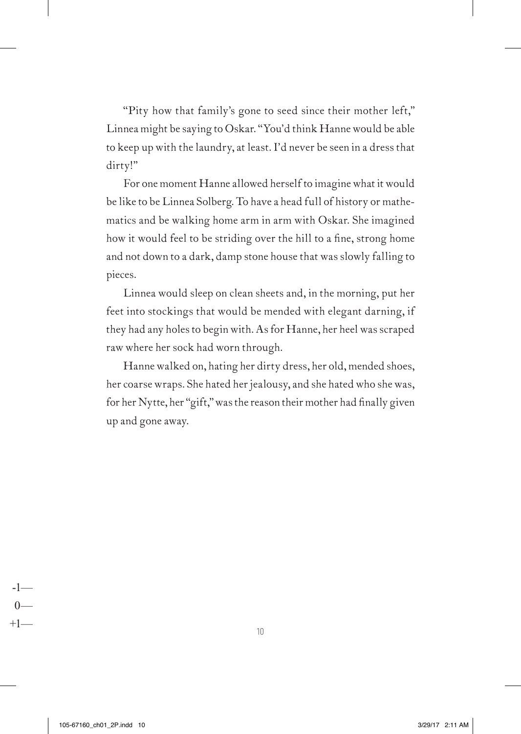"Pity how that family's gone to seed since their mother left," Linnea might be saying to Oskar. "You'd think Hanne would be able to keep up with the laundry, at least. I'd never be seen in a dress that dirty!"

For one moment Hanne allowed herself to imagine what it would be like to be Linnea Solberg. To have a head full of history or mathematics and be walking home arm in arm with Oskar. She imagined how it would feel to be striding over the hill to a fine, strong home and not down to a dark, damp stone house that was slowly falling to pieces.

Linnea would sleep on clean sheets and, in the morning, put her feet into stockings that would be mended with elegant darning, if they had any holes to begin with. As for Hanne, her heel was scraped raw where her sock had worn through.

Hanne walked on, hating her dirty dress, her old, mended shoes, her coarse wraps. She hated her jealousy, and she hated who she was, for her Nytte, her "gift," was the reason their mother had finally given up and gone away.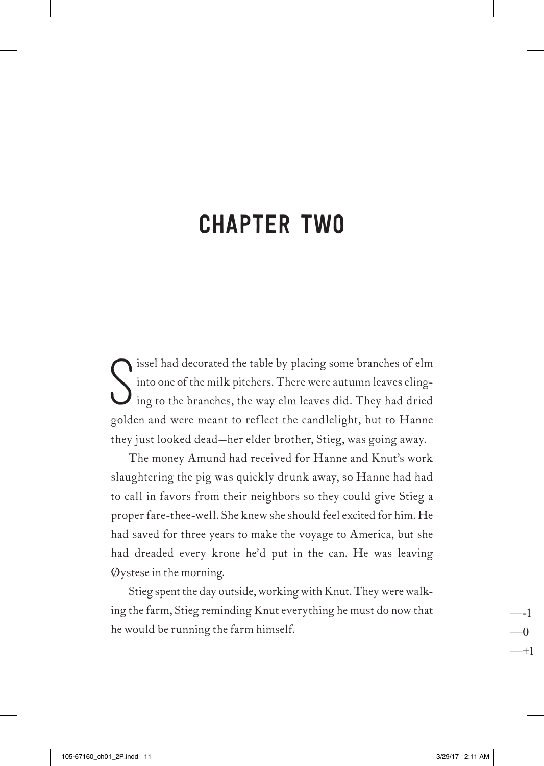# CHAPTER TWO

Sissel had decorated the table by placing some branches of elm into one of the milk pitchers. There were autumn leaves clinging to the branches, the way elm leaves did. They had dried golden and were meant to reflect the candlelight, but to Hanne they just looked dead—her elder brother, Stieg, was going away.

The money Amund had received for Hanne and Knut's work slaughtering the pig was quickly drunk away, so Hanne had had to call in favors from their neighbors so they could give Stieg a proper fare-thee-well. She knew she should feel excited for him. He had saved for three years to make the voyage to America, but she had dreaded every krone he'd put in the can. He was leaving Øystese in the morning.

Stieg spent the day outside, working with Knut. They were walking the farm, Stieg reminding Knut everything he must do now that he would be running the farm himself.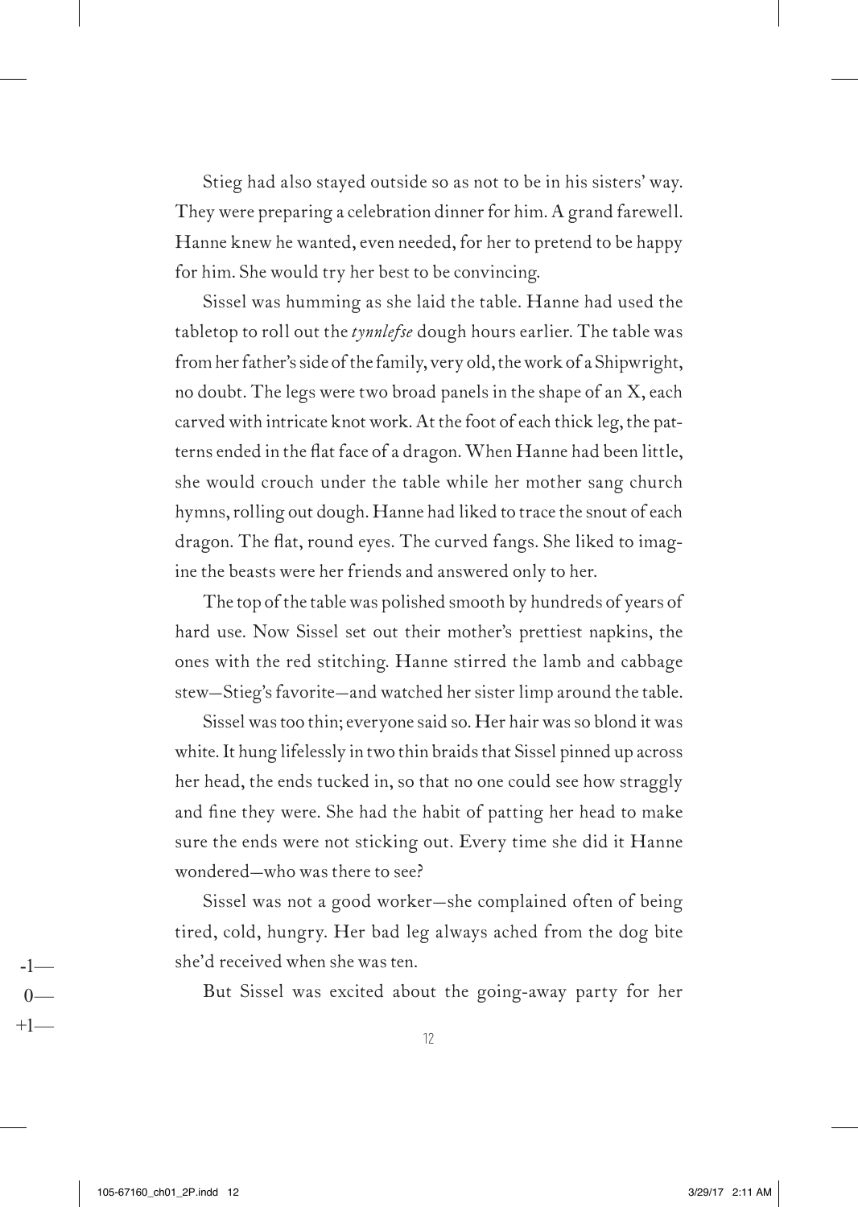Stieg had also stayed outside so as not to be in his sisters' way. They were preparing a celebration dinner for him. A grand farewell. Hanne knew he wanted, even needed, for her to pretend to be happy for him. She would try her best to be convincing.

Sissel was humming as she laid the table. Hanne had used the tabletop to roll out the *tynnlefse* dough hours earlier. The table was from her father's side of the family, very old, the work of a Shipwright, no doubt. The legs were two broad panels in the shape of an X, each carved with intricate knot work. At the foot of each thick leg, the patterns ended in the flat face of a dragon. When Hanne had been little, she would crouch under the table while her mother sang church hymns, rolling out dough. Hanne had liked to trace the snout of each dragon. The flat, round eyes. The curved fangs. She liked to imagine the beasts were her friends and answered only to her.

The top of the table was polished smooth by hundreds of years of hard use. Now Sissel set out their mother's prettiest napkins, the ones with the red stitching. Hanne stirred the lamb and cabbage stew—Stieg's favorite—and watched her sister limp around the table.

Sissel was too thin; everyone said so. Her hair was so blond it was white. It hung lifelessly in two thin braids that Sissel pinned up across her head, the ends tucked in, so that no one could see how straggly and fine they were. She had the habit of patting her head to make sure the ends were not sticking out. Every time she did it Hanne wondered—who was there to see?

Sissel was not a good worker—she complained often of being tired, cold, hungry. Her bad leg always ached from the dog bite she'd received when she was ten.

But Sissel was excited about the going-away party for her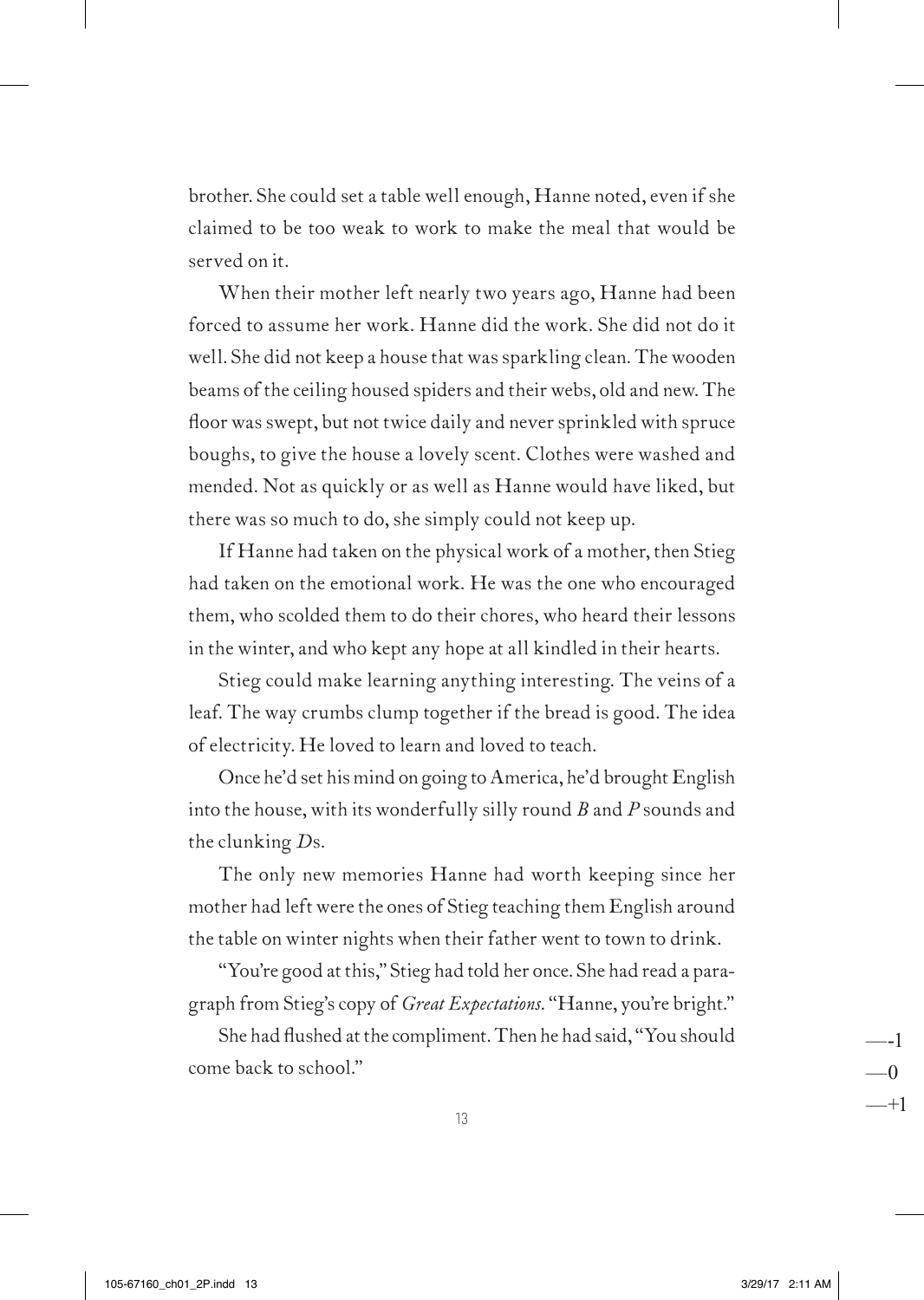brother. She could set a table well enough, Hanne noted, even if she claimed to be too weak to work to make the meal that would be served on it.

When their mother left nearly two years ago, Hanne had been forced to assume her work. Hanne did the work. She did not do it well. She did not keep a house that was sparkling clean. The wooden beams of the ceiling housed spiders and their webs, old and new. The floor was swept, but not twice daily and never sprinkled with spruce boughs, to give the house a lovely scent. Clothes were washed and mended. Not as quickly or as well as Hanne would have liked, but there was so much to do, she simply could not keep up.

If Hanne had taken on the physical work of a mother, then Stieg had taken on the emotional work. He was the one who encouraged them, who scolded them to do their chores, who heard their lessons in the winter, and who kept any hope at all kindled in their hearts.

Stieg could make learning anything interesting. The veins of a leaf. The way crumbs clump together if the bread is good. The idea of electricity. He loved to learn and loved to teach.

Once he'd set his mind on going to America, he'd brought English into the house, with its wonderfully silly round *B* and *P* sounds and the clunking *D*s.

The only new memories Hanne had worth keeping since her mother had left were the ones of Stieg teaching them English around the table on winter nights when their father went to town to drink.

"You're good at this," Stieg had told her once. She had read a paragraph from Stieg's copy of *Great Expectations*. "Hanne, you're bright."

She had flushed at the compliment. Then he had said, "You should come back to school."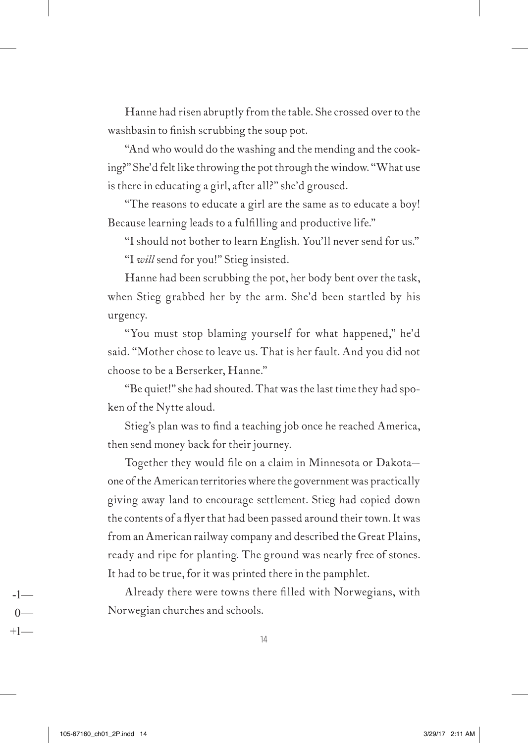Hanne had risen abruptly from the table. She crossed over to the washbasin to finish scrubbing the soup pot.

"And who would do the washing and the mending and the cooking?" She'd felt like throwing the pot through the window. "What use is there in educating a girl, after all?" she'd groused.

"The reasons to educate a girl are the same as to educate a boy! Because learning leads to a fulfilling and productive life."

"I should not bother to learn English. You'll never send for us."

"I *will* send for you!" Stieg insisted.

Hanne had been scrubbing the pot, her body bent over the task, when Stieg grabbed her by the arm. She'd been startled by his urgency.

"You must stop blaming yourself for what happened," he'd said. "Mother chose to leave us. That is her fault. And you did not choose to be a Berserker, Hanne."

"Be quiet!" she had shouted. That was the last time they had spoken of the Nytte aloud.

Stieg's plan was to find a teaching job once he reached America, then send money back for their journey.

Together they would file on a claim in Minnesota or Dakota—one of the American territories where the government was practically giving away land to encourage settlement. Stieg had copied down the contents of a flyer that had been passed around their town. It was from an American railway company and described the Great Plains, ready and ripe for planting. The ground was nearly free of stones. It had to be true, for it was printed there in the pamphlet.

Already there were towns there filled with Norwegians, with Norwegian churches and schools.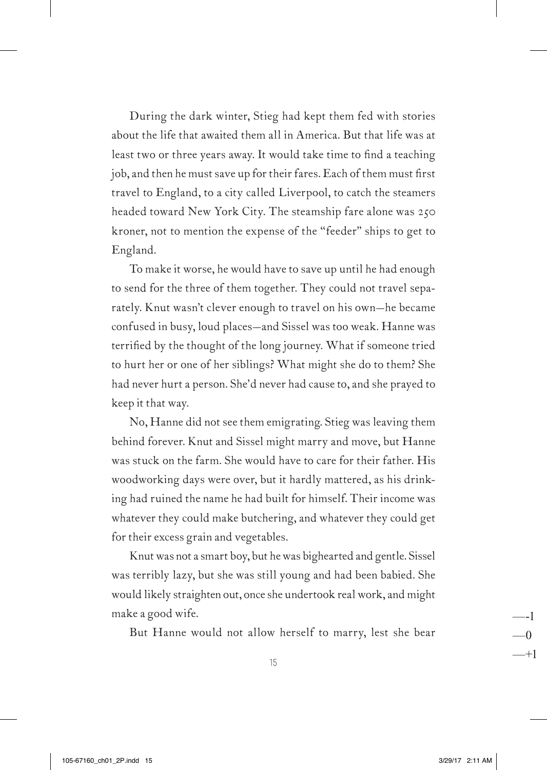During the dark winter, Stieg had kept them fed with stories about the life that awaited them all in America. But that life was at least two or three years away. It would take time to find a teaching job, and then he must save up for their fares. Each of them must first travel to England, to a city called Liverpool, to catch the steamers headed toward New York City. The steamship fare alone was 250 kroner, not to mention the expense of the "feeder" ships to get to England.

To make it worse, he would have to save up until he had enough to send for the three of them together. They could not travel separately. Knut wasn't clever enough to travel on his own—he became confused in busy, loud places—and Sissel was too weak. Hanne was terrified by the thought of the long journey. What if someone tried to hurt her or one of her siblings? What might she do to them? She had never hurt a person. She'd never had cause to, and she prayed to keep it that way.

No, Hanne did not see them emigrating. Stieg was leaving them behind forever. Knut and Sissel might marry and move, but Hanne was stuck on the farm. She would have to care for their father. His woodworking days were over, but it hardly mattered, as his drinking had ruined the name he had built for himself. Their income was whatever they could make butchering, and whatever they could get for their excess grain and vegetables.

Knut was not a smart boy, but he was bighearted and gentle. Sissel was terribly lazy, but she was still young and had been babied. She would likely straighten out, once she undertook real work, and might make a good wife.

But Hanne would not allow herself to marry, lest she bear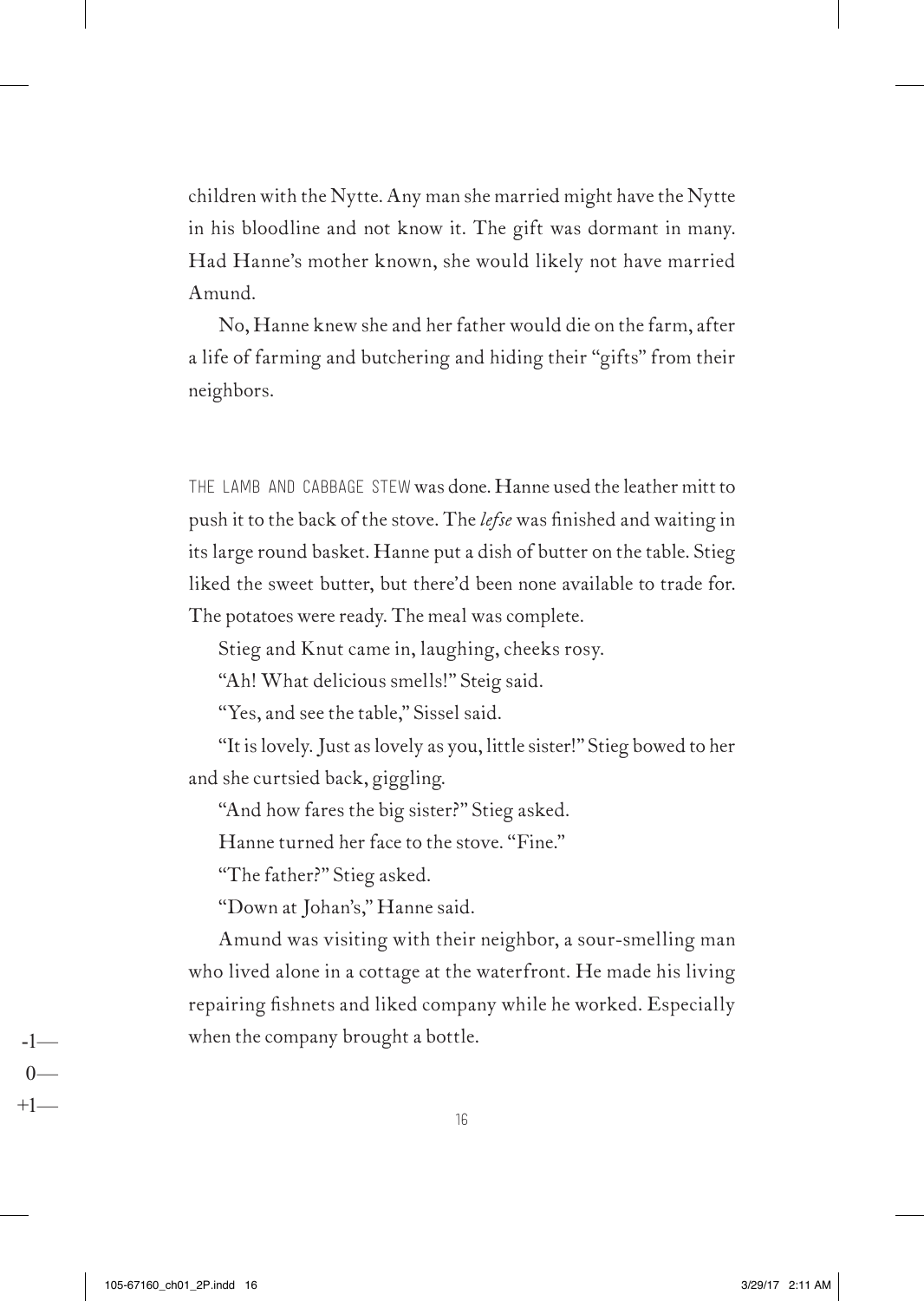children with the Nytte. Any man she married might have the Nytte in his bloodline and not know it. The gift was dormant in many. Had Hanne's mother known, she would likely not have married Amund.

No, Hanne knew she and her father would die on the farm, after a life of farming and butchering and hiding their "gifts" from their neighbors.

THE LAMB AND CABBAGE STEW was done. Hanne used the leather mitt to push it to the back of the stove. The *lefse* was finished and waiting in its large round basket. Hanne put a dish of butter on the table. Stieg liked the sweet butter, but there'd been none available to trade for. The potatoes were ready. The meal was complete.

Stieg and Knut came in, laughing, cheeks rosy.

"Ah! What delicious smells!" Steig said.

"Yes, and see the table," Sissel said.

"It is lovely. Just as lovely as you, little sister!" Stieg bowed to her and she curtsied back, giggling.

"And how fares the big sister?" Stieg asked.

Hanne turned her face to the stove. "Fine."

"The father?" Stieg asked.

"Down at Johan's," Hanne said.

Amund was visiting with their neighbor, a sour-smelling man who lived alone in a cottage at the waterfront. He made his living repairing fishnets and liked company while he worked. Especially when the company brought a bottle.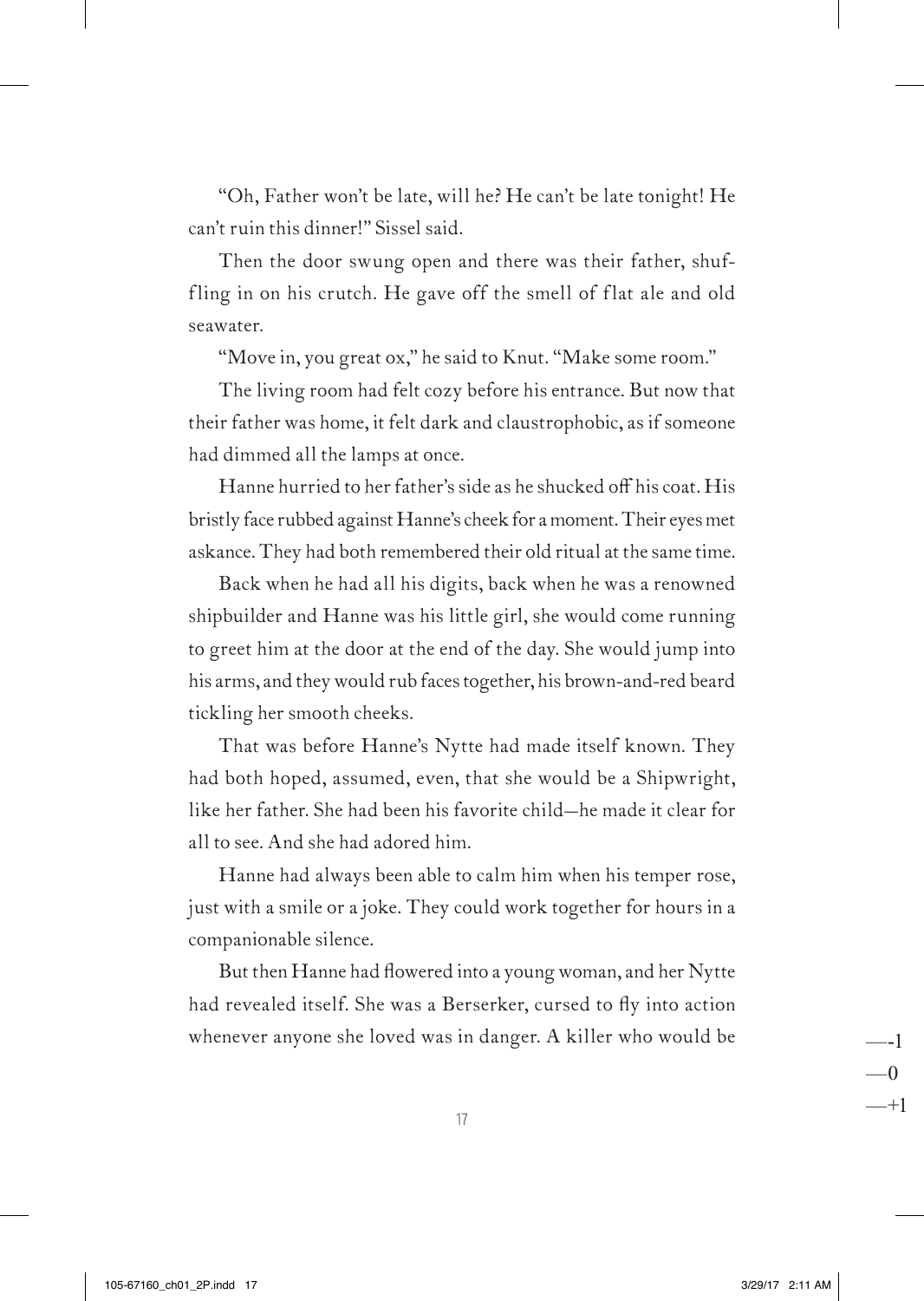"Oh, Father won't be late, will he? He can't be late tonight! He can't ruin this dinner!" Sissel said.

Then the door swung open and there was their father, shuffling in on his crutch. He gave off the smell of flat ale and old seawater.

"Move in, you great ox," he said to Knut. "Make some room."

The living room had felt cozy before his entrance. But now that their father was home, it felt dark and claustrophobic, as if someone had dimmed all the lamps at once.

Hanne hurried to her father's side as he shucked off his coat. His bristly face rubbed against Hanne's cheek for a moment. Their eyes met askance. They had both remembered their old ritual at the same time.

Back when he had all his digits, back when he was a renowned shipbuilder and Hanne was his little girl, she would come running to greet him at the door at the end of the day. She would jump into his arms, and they would rub faces together, his brown-and-red beard tickling her smooth cheeks.

That was before Hanne's Nytte had made itself known. They had both hoped, assumed, even, that she would be a Shipwright, like her father. She had been his favorite child—he made it clear for all to see. And she had adored him.

Hanne had always been able to calm him when his temper rose, just with a smile or a joke. They could work together for hours in a companionable silence.

But then Hanne had flowered into a young woman, and her Nytte had revealed itself. She was a Berserker, cursed to fly into action whenever anyone she loved was in danger. A killer who would be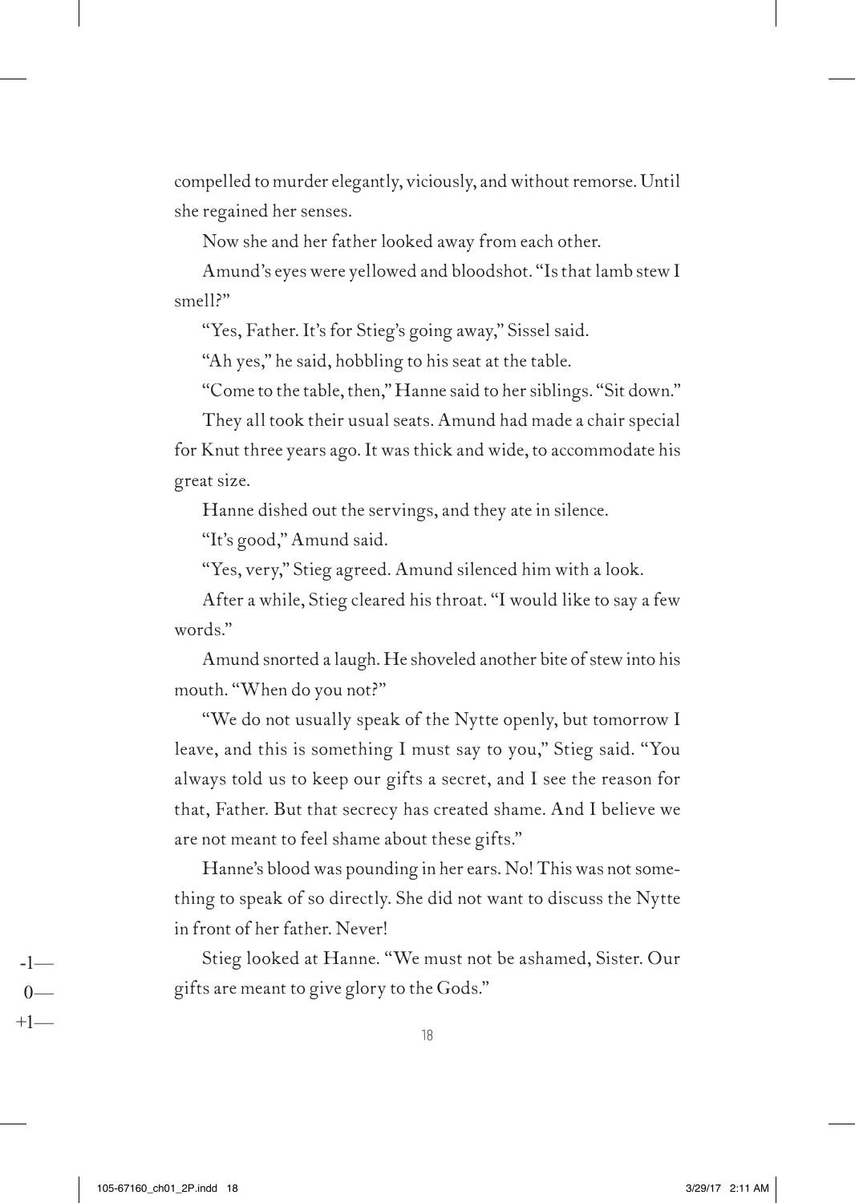compelled to murder elegantly, viciously, and without remorse. Until she regained her senses.

Now she and her father looked away from each other.

Amund's eyes were yellowed and bloodshot. "Is that lamb stew I smell?"

"Yes, Father. It's for Stieg's going away," Sissel said.

"Ah yes," he said, hobbling to his seat at the table.

"Come to the table, then," Hanne said to her siblings. "Sit down."

They all took their usual seats. Amund had made a chair special for Knut three years ago. It was thick and wide, to accommodate his great size.

Hanne dished out the servings, and they ate in silence.

"It's good," Amund said.

"Yes, very," Stieg agreed. Amund silenced him with a look.

After a while, Stieg cleared his throat. "I would like to say a few words."

Amund snorted a laugh. He shoveled another bite of stew into his mouth. "When do you not?"

"We do not usually speak of the Nytte openly, but tomorrow I leave, and this is something I must say to you," Stieg said. "You always told us to keep our gifts a secret, and I see the reason for that, Father. But that secrecy has created shame. And I believe we are not meant to feel shame about these gifts."

Hanne's blood was pounding in her ears. No! This was not something to speak of so directly. She did not want to discuss the Nytte in front of her father. Never!

Stieg looked at Hanne. "We must not be ashamed, Sister. Our gifts are meant to give glory to the Gods."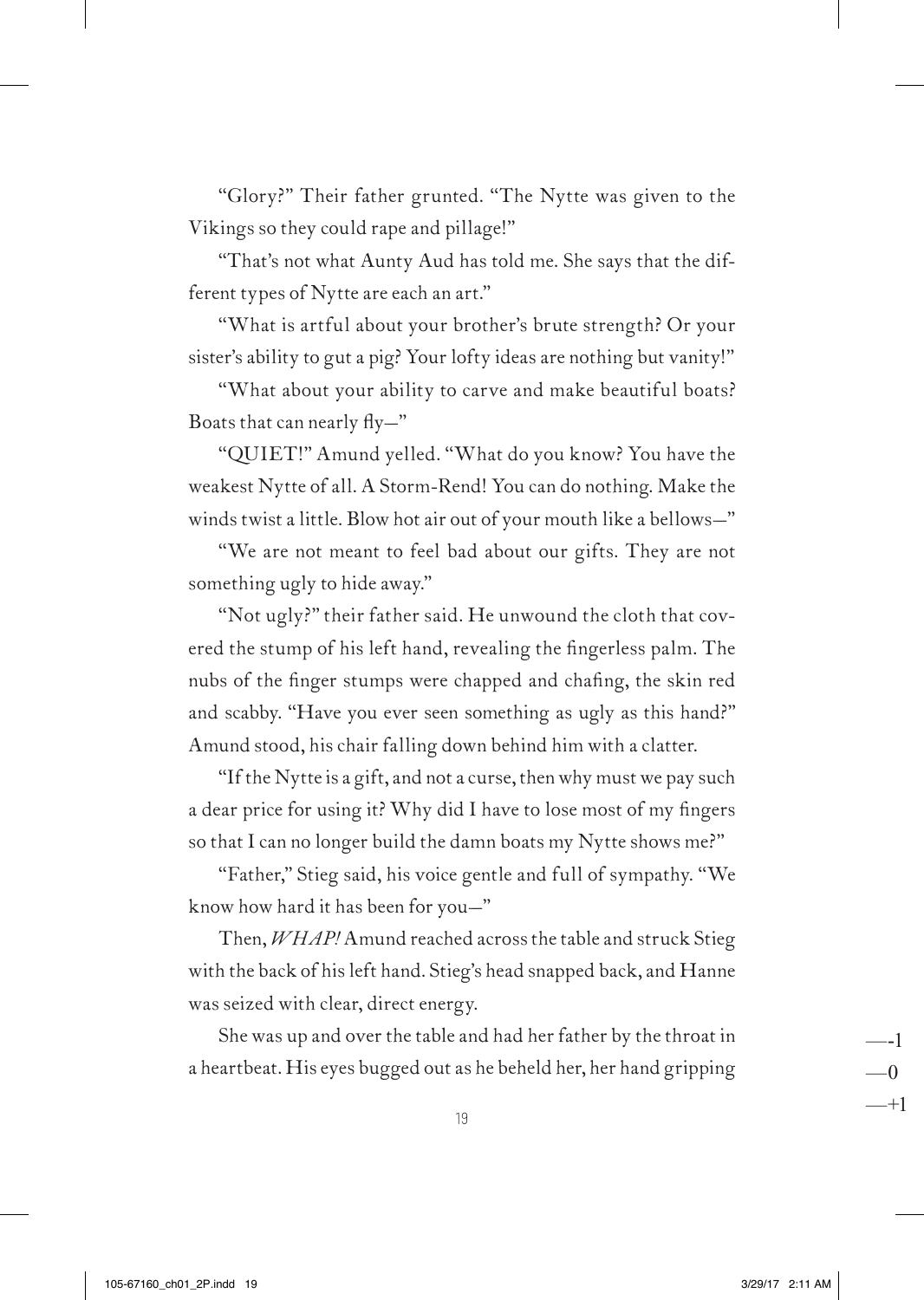"Glory?" Their father grunted. "The Nytte was given to the Vikings so they could rape and pillage!"

"That's not what Aunty Aud has told me. She says that the different types of Nytte are each an art."

"What is artful about your brother's brute strength? Or your sister's ability to gut a pig? Your lofty ideas are nothing but vanity!"

"What about your ability to carve and make beautiful boats? Boats that can nearly fly—"

"QUIET!" Amund yelled. "What do you know? You have the weakest Nytte of all. A Storm-Rend! You can do nothing. Make the winds twist a little. Blow hot air out of your mouth like a bellows—"

"We are not meant to feel bad about our gifts. They are not something ugly to hide away."

"Not ugly?" their father said. He unwound the cloth that covered the stump of his left hand, revealing the fingerless palm. The nubs of the finger stumps were chapped and chafing, the skin red and scabby. "Have you ever seen something as ugly as this hand?" Amund stood, his chair falling down behind him with a clatter.

"If the Nytte is a gift, and not a curse, then why must we pay such a dear price for using it? Why did I have to lose most of my fingers so that I can no longer build the damn boats my Nytte shows me?"

"Father," Stieg said, his voice gentle and full of sympathy. "We know how hard it has been for you—"

Then, *WHAP!* Amund reached across the table and struck Stieg with the back of his left hand. Stieg's head snapped back, and Hanne was seized with clear, direct energy.

She was up and over the table and had her father by the throat in a heartbeat. His eyes bugged out as he beheld her, her hand gripping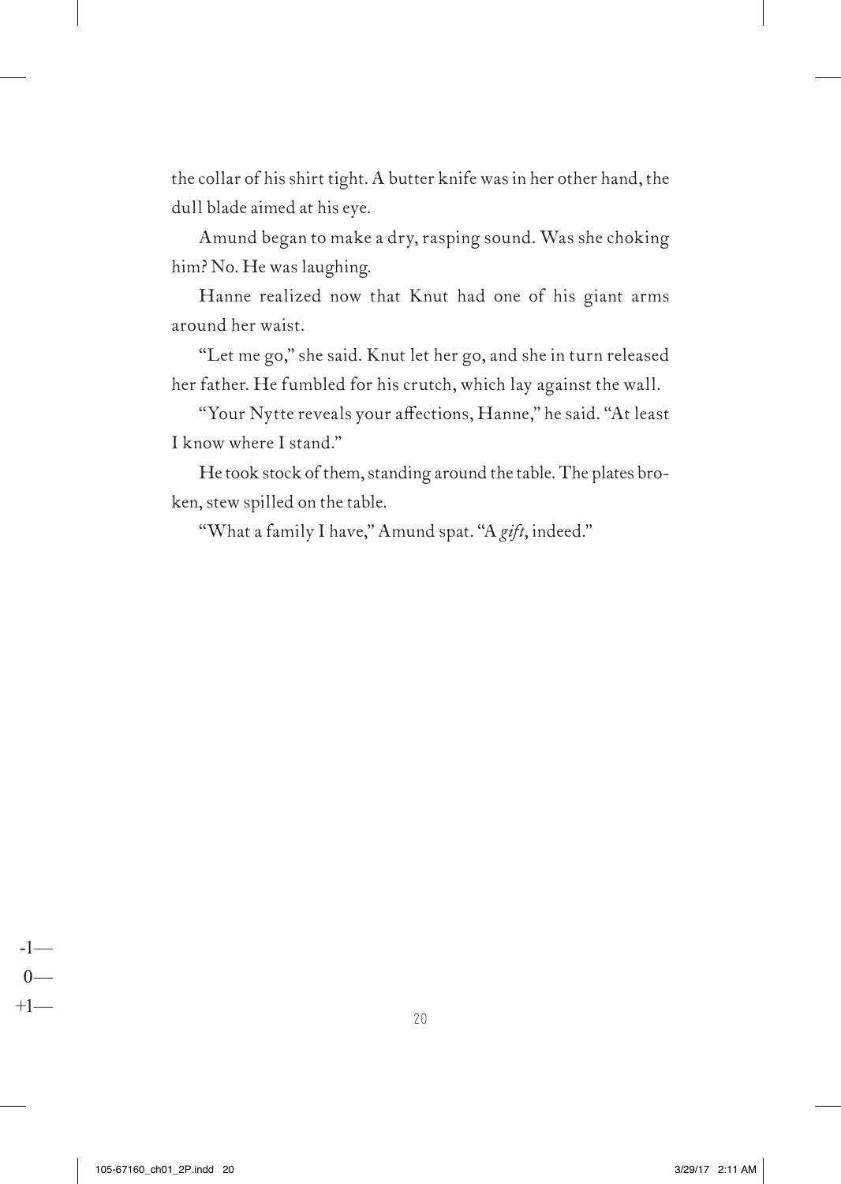the collar of his shirt tight. A butter knife was in her other hand, the dull blade aimed at his eye.

Amund began to make a dry, rasping sound. Was she choking him? No. He was laughing.

Hanne realized now that Knut had one of his giant arms around her waist.

"Let me go," she said. Knut let her go, and she in turn released her father. He fumbled for his crutch, which lay against the wall.

"Your Nytte reveals your affections, Hanne," he said. "At least I know where I stand."

He took stock of them, standing around the table. The plates broken, stew spilled on the table.

"What a family I have," Amund spat. "A *gift*, indeed."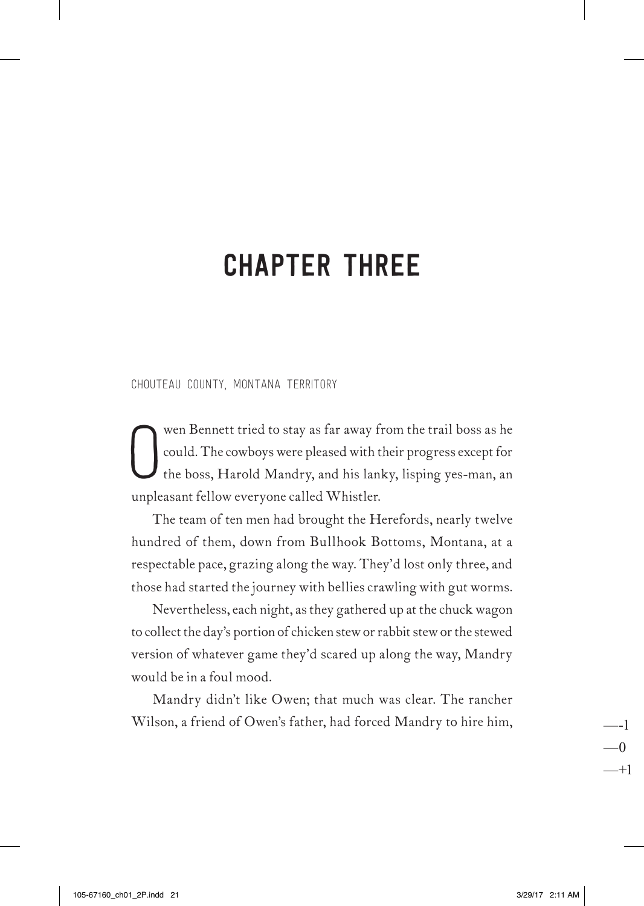# CHAPTER THREE

CHOUTEAU COUNTY, MONTANA TERRITORY

Owen Bennett tried to stay as far away from the trail boss as he could. The cowboys were pleased with their progress except for the boss, Harold Mandry, and his lanky, lisping yes-man, an unpleasant fellow everyone called Whistler.

The team of ten men had brought the Herefords, nearly twelve hundred of them, down from Bullhook Bottoms, Montana, at a respectable pace, grazing along the way. They'd lost only three, and those had started the journey with bellies crawling with gut worms.

Nevertheless, each night, as they gathered up at the chuck wagon to collect the day's portion of chicken stew or rabbit stew or the stewed version of whatever game they'd scared up along the way, Mandry would be in a foul mood.

Mandry didn't like Owen; that much was clear. The rancher Wilson, a friend of Owen's father, had forced Mandry to hire him,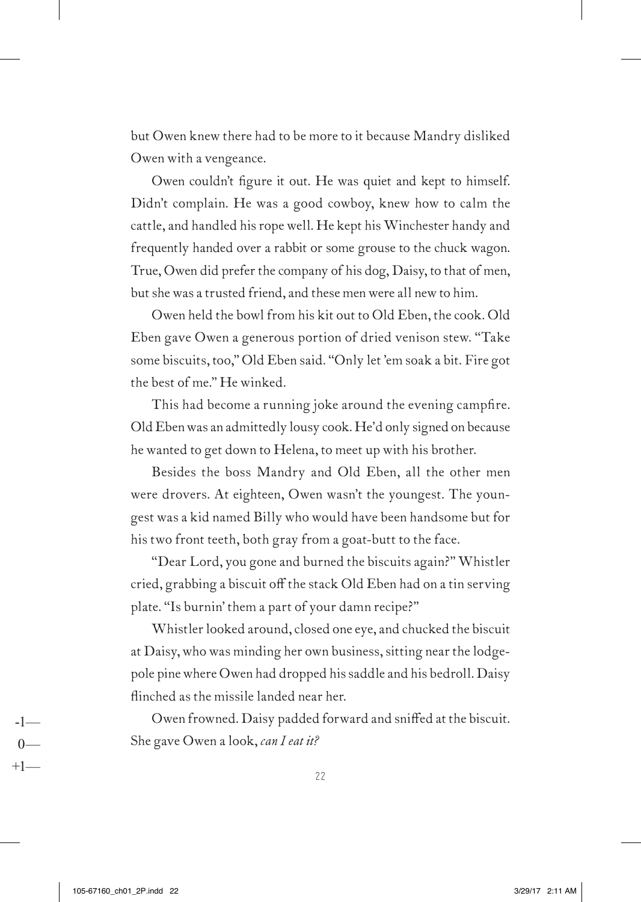but Owen knew there had to be more to it because Mandry disliked Owen with a vengeance.

Owen couldn't figure it out. He was quiet and kept to himself. Didn't complain. He was a good cowboy, knew how to calm the cattle, and handled his rope well. He kept his Winchester handy and frequently handed over a rabbit or some grouse to the chuck wagon. True, Owen did prefer the company of his dog, Daisy, to that of men, but she was a trusted friend, and these men were all new to him.

Owen held the bowl from his kit out to Old Eben, the cook. Old Eben gave Owen a generous portion of dried venison stew. "Take some biscuits, too," Old Eben said. "Only let 'em soak a bit. Fire got the best of me." He winked.

This had become a running joke around the evening campfire. Old Eben was an admittedly lousy cook. He'd only signed on because he wanted to get down to Helena, to meet up with his brother.

Besides the boss Mandry and Old Eben, all the other men were drovers. At eighteen, Owen wasn't the youngest. The youngest was a kid named Billy who would have been handsome but for his two front teeth, both gray from a goat-butt to the face.

"Dear Lord, you gone and burned the biscuits again?" Whistler cried, grabbing a biscuit off the stack Old Eben had on a tin serving plate. "Is burnin' them a part of your damn recipe?"

Whistler looked around, closed one eye, and chucked the biscuit at Daisy, who was minding her own business, sitting near the lodgepole pine where Owen had dropped his saddle and his bedroll. Daisy flinched as the missile landed near her.

Owen frowned. Daisy padded forward and sniffed at the biscuit. She gave Owen a look, *can I eat it?*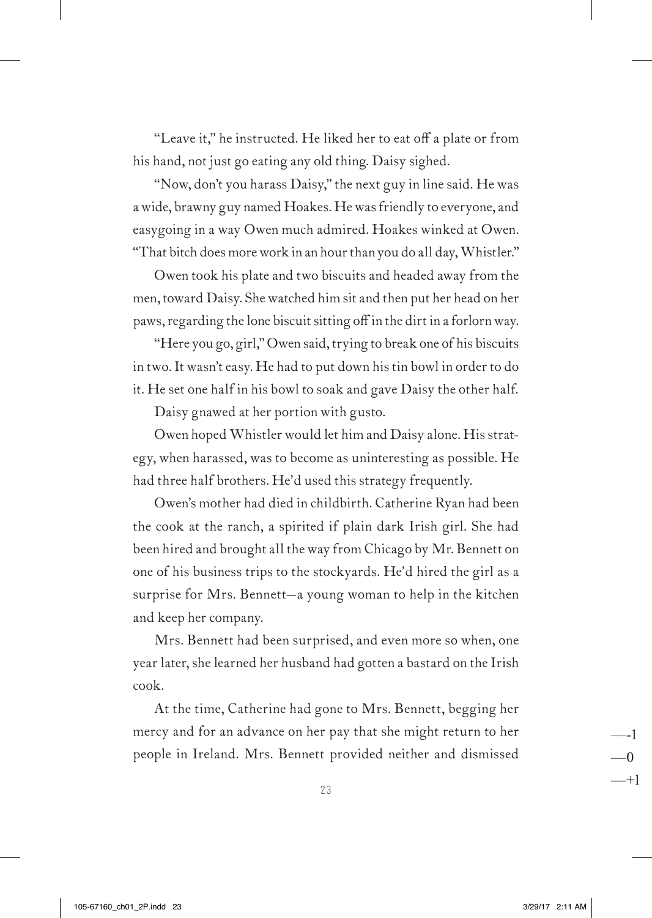"Leave it," he instructed. He liked her to eat off a plate or from his hand, not just go eating any old thing. Daisy sighed.

"Now, don't you harass Daisy," the next guy in line said. He was a wide, brawny guy named Hoakes. He was friendly to everyone, and easygoing in a way Owen much admired. Hoakes winked at Owen. "That bitch does more work in an hour than you do all day, Whistler."

Owen took his plate and two biscuits and headed away from the men, toward Daisy. She watched him sit and then put her head on her paws, regarding the lone biscuit sitting off in the dirt in a forlorn way.

"Here you go, girl," Owen said, trying to break one of his biscuits in two. It wasn't easy. He had to put down his tin bowl in order to do it. He set one half in his bowl to soak and gave Daisy the other half.

Daisy gnawed at her portion with gusto.

Owen hoped Whistler would let him and Daisy alone. His strategy, when harassed, was to become as uninteresting as possible. He had three half brothers. He'd used this strategy frequently.

Owen's mother had died in childbirth. Catherine Ryan had been the cook at the ranch, a spirited if plain dark Irish girl. She had been hired and brought all the way from Chicago by Mr. Bennett on one of his business trips to the stockyards. He'd hired the girl as a surprise for Mrs. Bennett—a young woman to help in the kitchen and keep her company.

Mrs. Bennett had been surprised, and even more so when, one year later, she learned her husband had gotten a bastard on the Irish cook.

At the time, Catherine had gone to Mrs. Bennett, begging her mercy and for an advance on her pay that she might return to her people in Ireland. Mrs. Bennett provided neither and dismissed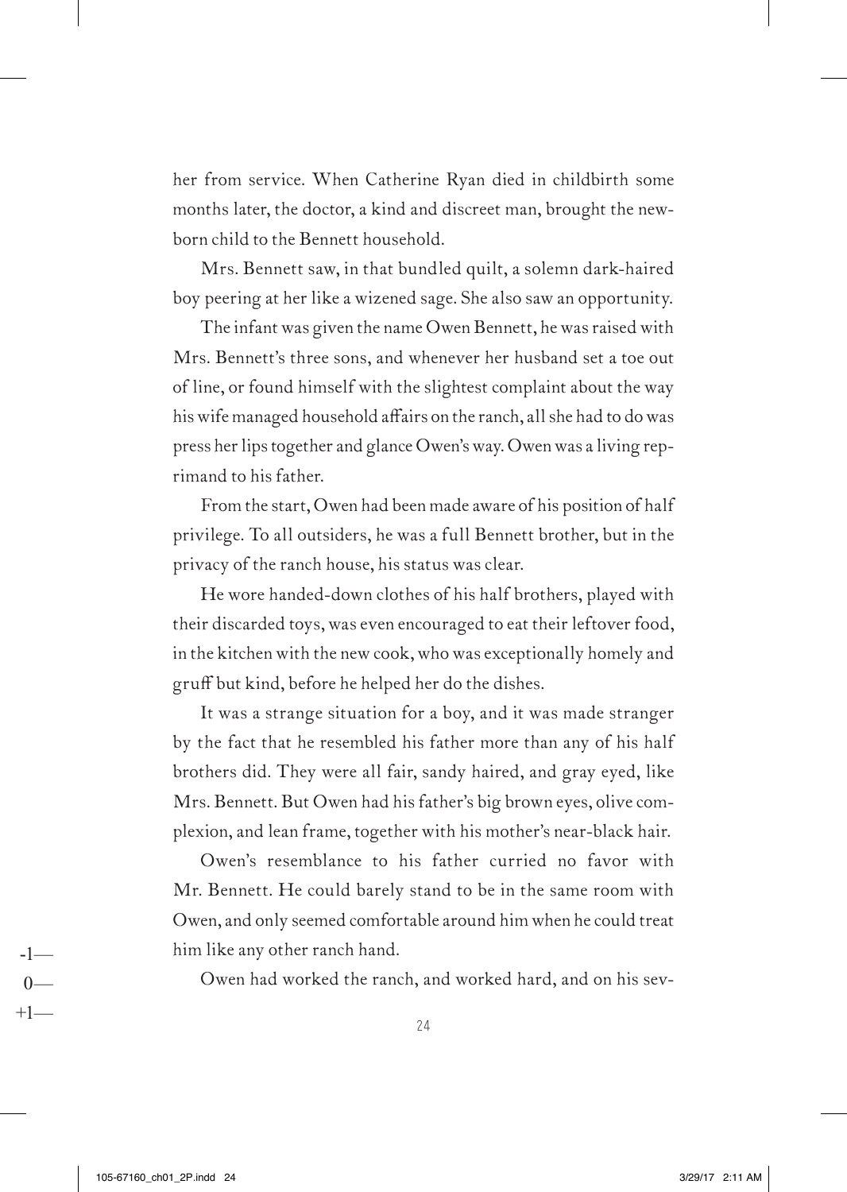her from service. When Catherine Ryan died in childbirth some months later, the doctor, a kind and discreet man, brought the newborn child to the Bennett household.

Mrs. Bennett saw, in that bundled quilt, a solemn dark-haired boy peering at her like a wizened sage. She also saw an opportunity.

The infant was given the name Owen Bennett, he was raised with Mrs. Bennett's three sons, and whenever her husband set a toe out of line, or found himself with the slightest complaint about the way his wife managed household affairs on the ranch, all she had to do was press her lips together and glance Owen's way. Owen was a living reprimand to his father.

From the start, Owen had been made aware of his position of half privilege. To all outsiders, he was a full Bennett brother, but in the privacy of the ranch house, his status was clear.

He wore handed-down clothes of his half brothers, played with their discarded toys, was even encouraged to eat their leftover food, in the kitchen with the new cook, who was exceptionally homely and gruff but kind, before he helped her do the dishes.

It was a strange situation for a boy, and it was made stranger by the fact that he resembled his father more than any of his half brothers did. They were all fair, sandy haired, and gray eyed, like Mrs. Bennett. But Owen had his father's big brown eyes, olive complexion, and lean frame, together with his mother's near-black hair.

Owen's resemblance to his father curried no favor with Mr. Bennett. He could barely stand to be in the same room with Owen, and only seemed comfortable around him when he could treat him like any other ranch hand.

Owen had worked the ranch, and worked hard, and on his sev-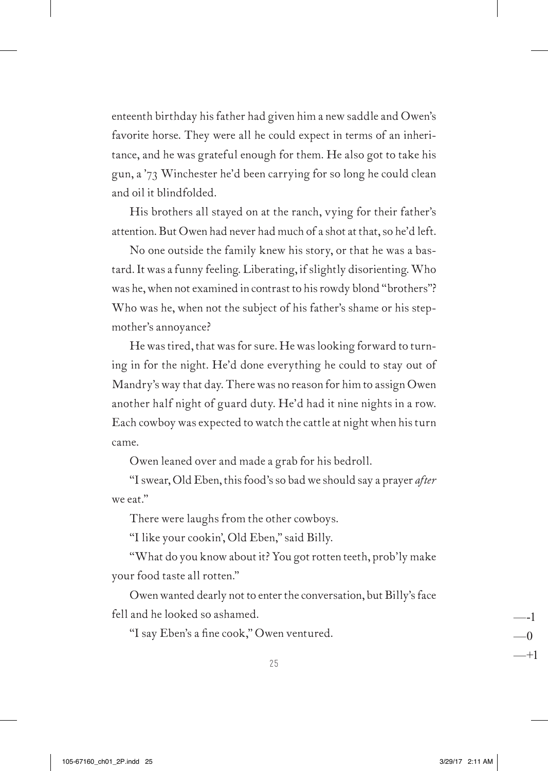enteenth birthday his father had given him a new saddle and Owen's favorite horse. They were all he could expect in terms of an inheritance, and he was grateful enough for them. He also got to take his gun, a '73 Winchester he'd been carrying for so long he could clean and oil it blindfolded.

His brothers all stayed on at the ranch, vying for their father's attention. But Owen had never had much of a shot at that, so he'd left.

No one outside the family knew his story, or that he was a bastard. It was a funny feeling. Liberating, if slightly disorienting. Who was he, when not examined in contrast to his rowdy blond "brothers"? Who was he, when not the subject of his father's shame or his stepmother's annoyance?

He was tired, that was for sure. He was looking forward to turning in for the night. He'd done everything he could to stay out of Mandry's way that day. There was no reason for him to assign Owen another half night of guard duty. He'd had it nine nights in a row. Each cowboy was expected to watch the cattle at night when his turn came.

Owen leaned over and made a grab for his bedroll.

"I swear, Old Eben, this food's so bad we should say a prayer *after* we eat."

There were laughs from the other cowboys.

"I like your cookin', Old Eben," said Billy.

"What do you know about it? You got rotten teeth, prob'ly make your food taste all rotten."

Owen wanted dearly not to enter the conversation, but Billy's face fell and he looked so ashamed.

"I say Eben's a fine cook," Owen ventured.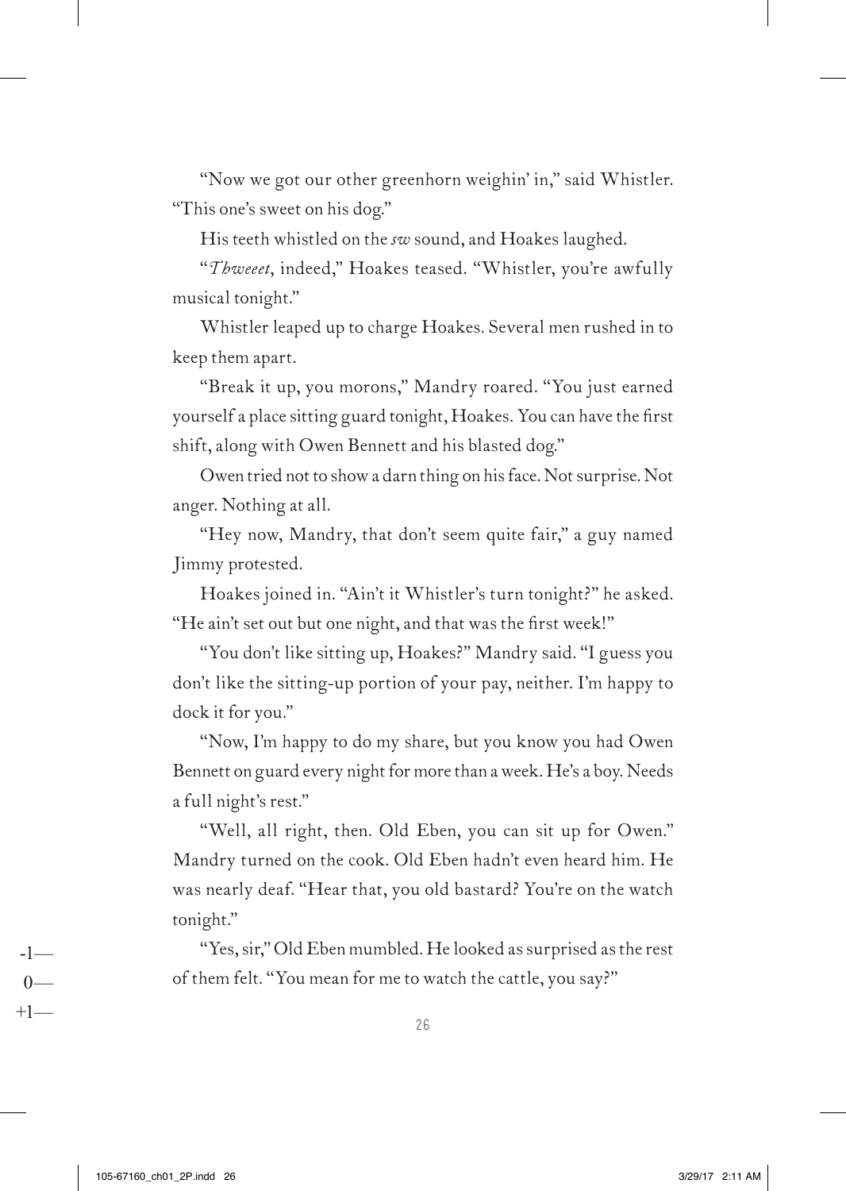"Now we got our other greenhorn weighin' in," said Whistler. "This one's sweet on his dog."

His teeth whistled on the *sw* sound, and Hoakes laughed.

"*Thweeet*, indeed," Hoakes teased. "Whistler, you're awfully musical tonight."

Whistler leaped up to charge Hoakes. Several men rushed in to keep them apart.

"Break it up, you morons," Mandry roared. "You just earned yourself a place sitting guard tonight, Hoakes. You can have the first shift, along with Owen Bennett and his blasted dog."

Owen tried not to show a darn thing on his face. Not surprise. Not anger. Nothing at all.

"Hey now, Mandry, that don't seem quite fair," a guy named Jimmy protested.

Hoakes joined in. "Ain't it Whistler's turn tonight?" he asked. "He ain't set out but one night, and that was the first week!"

"You don't like sitting up, Hoakes?" Mandry said. "I guess you don't like the sitting-up portion of your pay, neither. I'm happy to dock it for you."

"Now, I'm happy to do my share, but you know you had Owen Bennett on guard every night for more than a week. He's a boy. Needs a full night's rest."

"Well, all right, then. Old Eben, you can sit up for Owen." Mandry turned on the cook. Old Eben hadn't even heard him. He was nearly deaf. "Hear that, you old bastard? You're on the watch tonight."

"Yes, sir," Old Eben mumbled. He looked as surprised as the rest of them felt. "You mean for me to watch the cattle, you say?"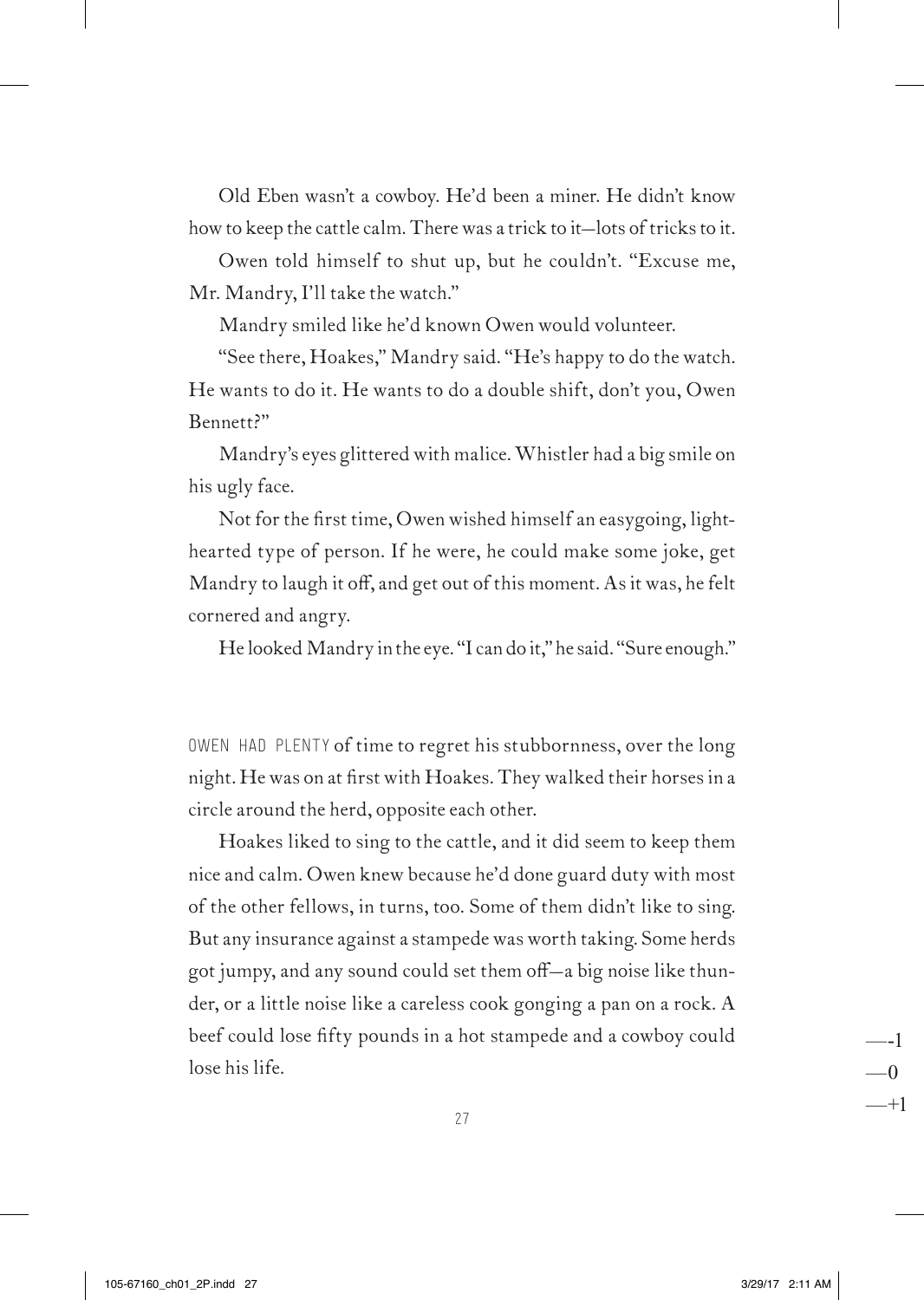Old Eben wasn't a cowboy. He'd been a miner. He didn't know how to keep the cattle calm. There was a trick to it—lots of tricks to it.

Owen told himself to shut up, but he couldn't. "Excuse me, Mr. Mandry, I'll take the watch."

Mandry smiled like he'd known Owen would volunteer.

"See there, Hoakes," Mandry said. "He's happy to do the watch. He wants to do it. He wants to do a double shift, don't you, Owen Bennett?"

Mandry's eyes glittered with malice. Whistler had a big smile on his ugly face.

Not for the first time, Owen wished himself an easygoing, lighthearted type of person. If he were, he could make some joke, get Mandry to laugh it off, and get out of this moment. As it was, he felt cornered and angry.

He looked Mandry in the eye. "I can do it," he said. "Sure enough."

OWEN HAD PLENTY of time to regret his stubbornness, over the long night. He was on at first with Hoakes. They walked their horses in a circle around the herd, opposite each other.

Hoakes liked to sing to the cattle, and it did seem to keep them nice and calm. Owen knew because he'd done guard duty with most of the other fellows, in turns, too. Some of them didn't like to sing. But any insurance against a stampede was worth taking. Some herds got jumpy, and any sound could set them off—a big noise like thunder, or a little noise like a careless cook gonging a pan on a rock. A beef could lose fifty pounds in a hot stampede and a cowboy could lose his life.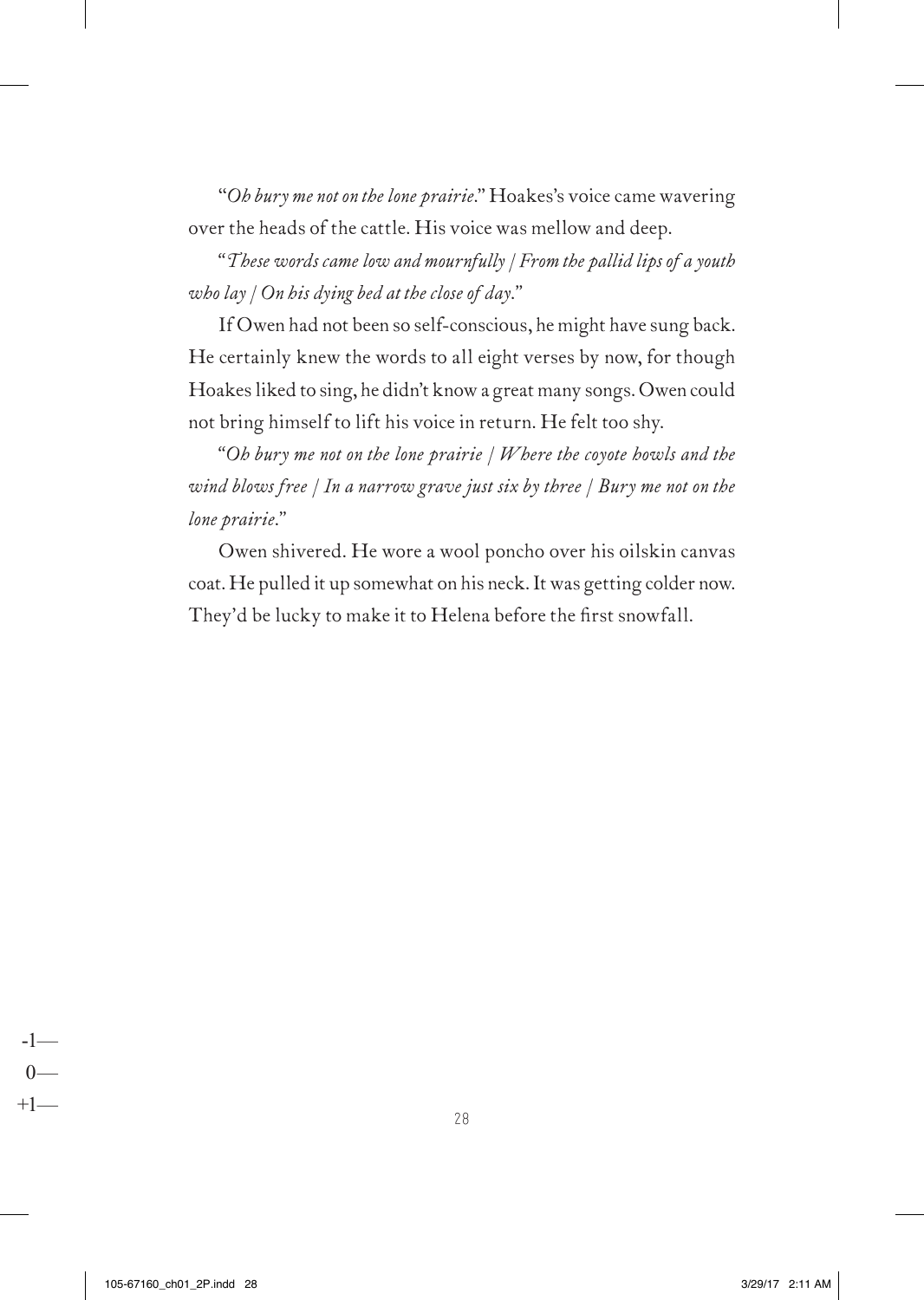"*Oh bury me not on the lone prairie*." Hoakes's voice came wavering over the heads of the cattle. His voice was mellow and deep.

"*These words came low and mournfully / From the pallid lips of a youth who lay / On his dying bed at the close of day*."

If Owen had not been so self-conscious, he might have sung back. He certainly knew the words to all eight verses by now, for though Hoakes liked to sing, he didn't know a great many songs. Owen could not bring himself to lift his voice in return. He felt too shy.

"*Oh bury me not on the lone prairie / Where the coyote howls and the wind blows free / In a narrow grave just six by three / Bury me not on the lone prairie*."

Owen shivered. He wore a wool poncho over his oilskin canvas coat. He pulled it up somewhat on his neck. It was getting colder now. They'd be lucky to make it to Helena before the first snowfall.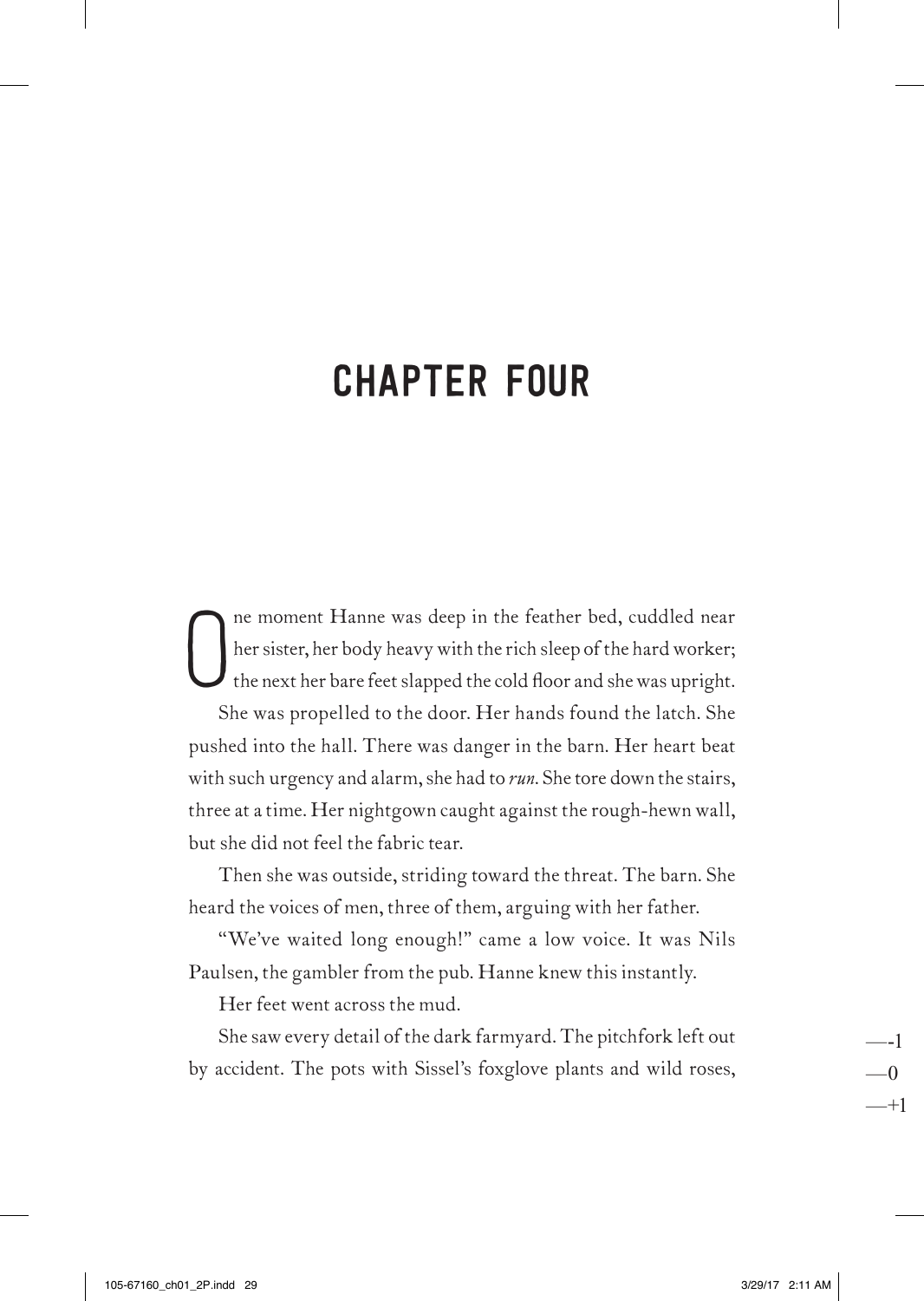# CHAPTER FOUR

One moment Hanne was deep in the feather bed, cuddled near her sister, her body heavy with the rich sleep of the hard worker; the next her bare feet slapped the cold floor and she was upright.

She was propelled to the door. Her hands found the latch. She pushed into the hall. There was danger in the barn. Her heart beat with such urgency and alarm, she had to *run*. She tore down the stairs, three at a time. Her nightgown caught against the rough-hewn wall, but she did not feel the fabric tear.

Then she was outside, striding toward the threat. The barn. She heard the voices of men, three of them, arguing with her father.

"We've waited long enough!" came a low voice. It was Nils Paulsen, the gambler from the pub. Hanne knew this instantly.

Her feet went across the mud.

She saw every detail of the dark farmyard. The pitchfork left out by accident. The pots with Sissel's foxglove plants and wild roses,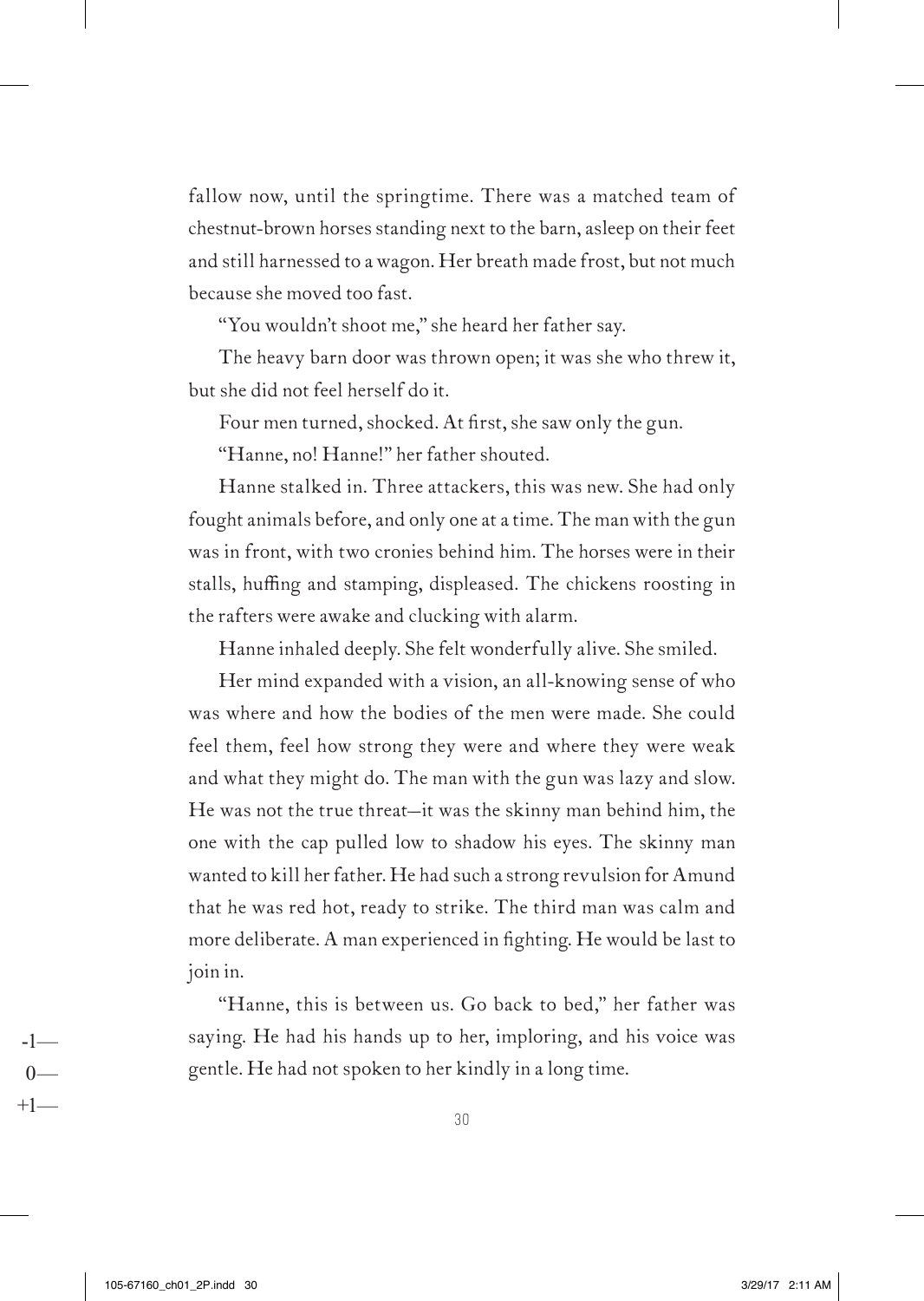fallow now, until the springtime. There was a matched team of chestnut-brown horses standing next to the barn, asleep on their feet and still harnessed to a wagon. Her breath made frost, but not much because she moved too fast.

"You wouldn't shoot me," she heard her father say.

The heavy barn door was thrown open; it was she who threw it, but she did not feel herself do it.

Four men turned, shocked. At first, she saw only the gun.

"Hanne, no! Hanne!" her father shouted.

Hanne stalked in. Three attackers, this was new. She had only fought animals before, and only one at a time. The man with the gun was in front, with two cronies behind him. The horses were in their stalls, huffing and stamping, displeased. The chickens roosting in the rafters were awake and clucking with alarm.

Hanne inhaled deeply. She felt wonderfully alive. She smiled.

Her mind expanded with a vision, an all-knowing sense of who was where and how the bodies of the men were made. She could feel them, feel how strong they were and where they were weak and what they might do. The man with the gun was lazy and slow. He was not the true threat—it was the skinny man behind him, the one with the cap pulled low to shadow his eyes. The skinny man wanted to kill her father. He had such a strong revulsion for Amund that he was red hot, ready to strike. The third man was calm and more deliberate. A man experienced in fighting. He would be last to join in.

"Hanne, this is between us. Go back to bed," her father was saying. He had his hands up to her, imploring, and his voice was gentle. He had not spoken to her kindly in a long time.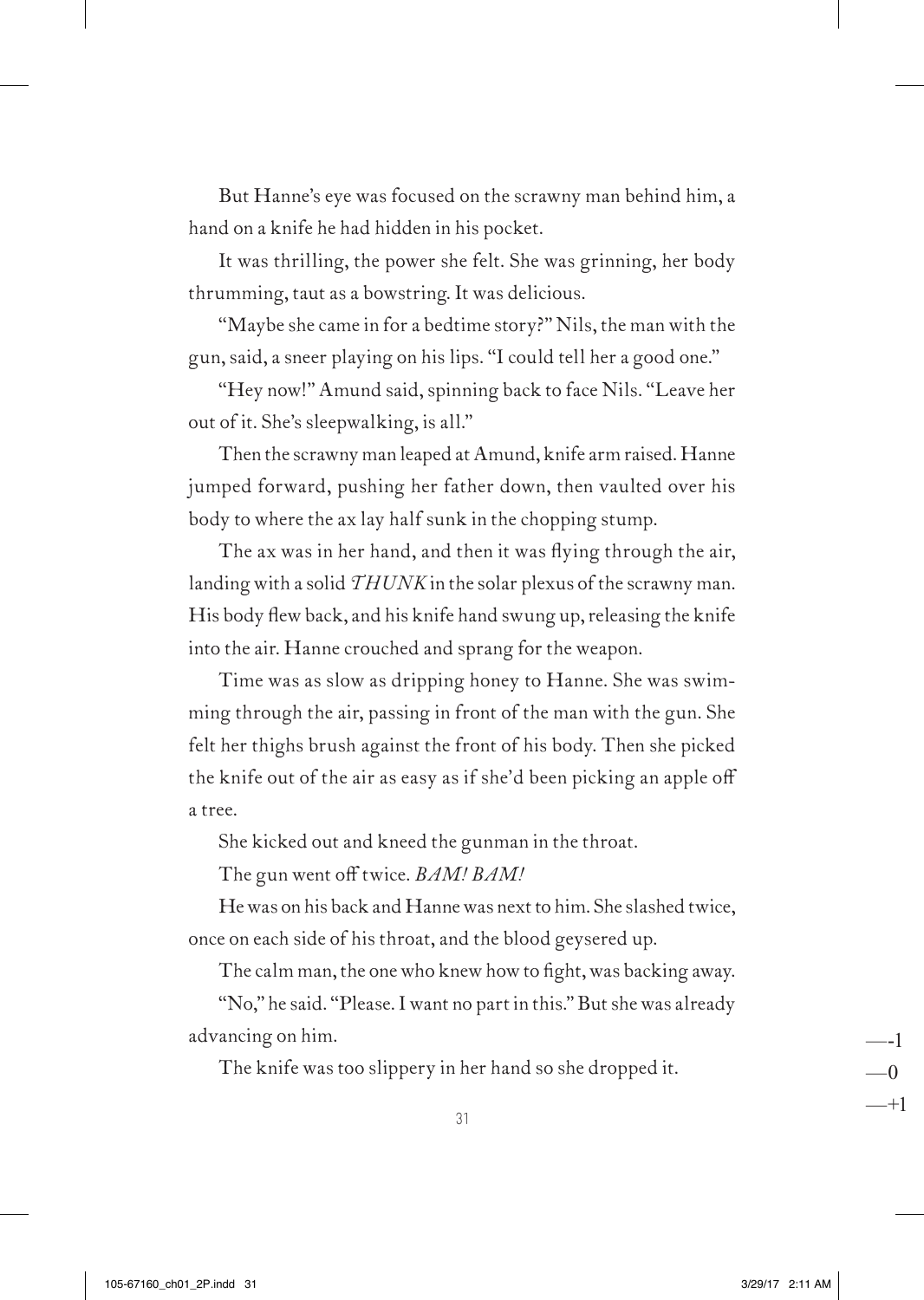But Hanne's eye was focused on the scrawny man behind him, a hand on a knife he had hidden in his pocket.

It was thrilling, the power she felt. She was grinning, her body thrumming, taut as a bowstring. It was delicious.

"Maybe she came in for a bedtime story?" Nils, the man with the gun, said, a sneer playing on his lips. "I could tell her a good one."

"Hey now!" Amund said, spinning back to face Nils. "Leave her out of it. She's sleepwalking, is all."

Then the scrawny man leaped at Amund, knife arm raised. Hanne jumped forward, pushing her father down, then vaulted over his body to where the ax lay half sunk in the chopping stump.

The ax was in her hand, and then it was flying through the air, landing with a solid *THUNK* in the solar plexus of the scrawny man. His body flew back, and his knife hand swung up, releasing the knife into the air. Hanne crouched and sprang for the weapon.

Time was as slow as dripping honey to Hanne. She was swimming through the air, passing in front of the man with the gun. She felt her thighs brush against the front of his body. Then she picked the knife out of the air as easy as if she'd been picking an apple off a tree.

She kicked out and kneed the gunman in the throat.

The gun went off twice. *BAM! BAM!*

He was on his back and Hanne was next to him. She slashed twice, once on each side of his throat, and the blood geysered up.

The calm man, the one who knew how to fight, was backing away.

"No," he said. "Please. I want no part in this." But she was already advancing on him.

The knife was too slippery in her hand so she dropped it.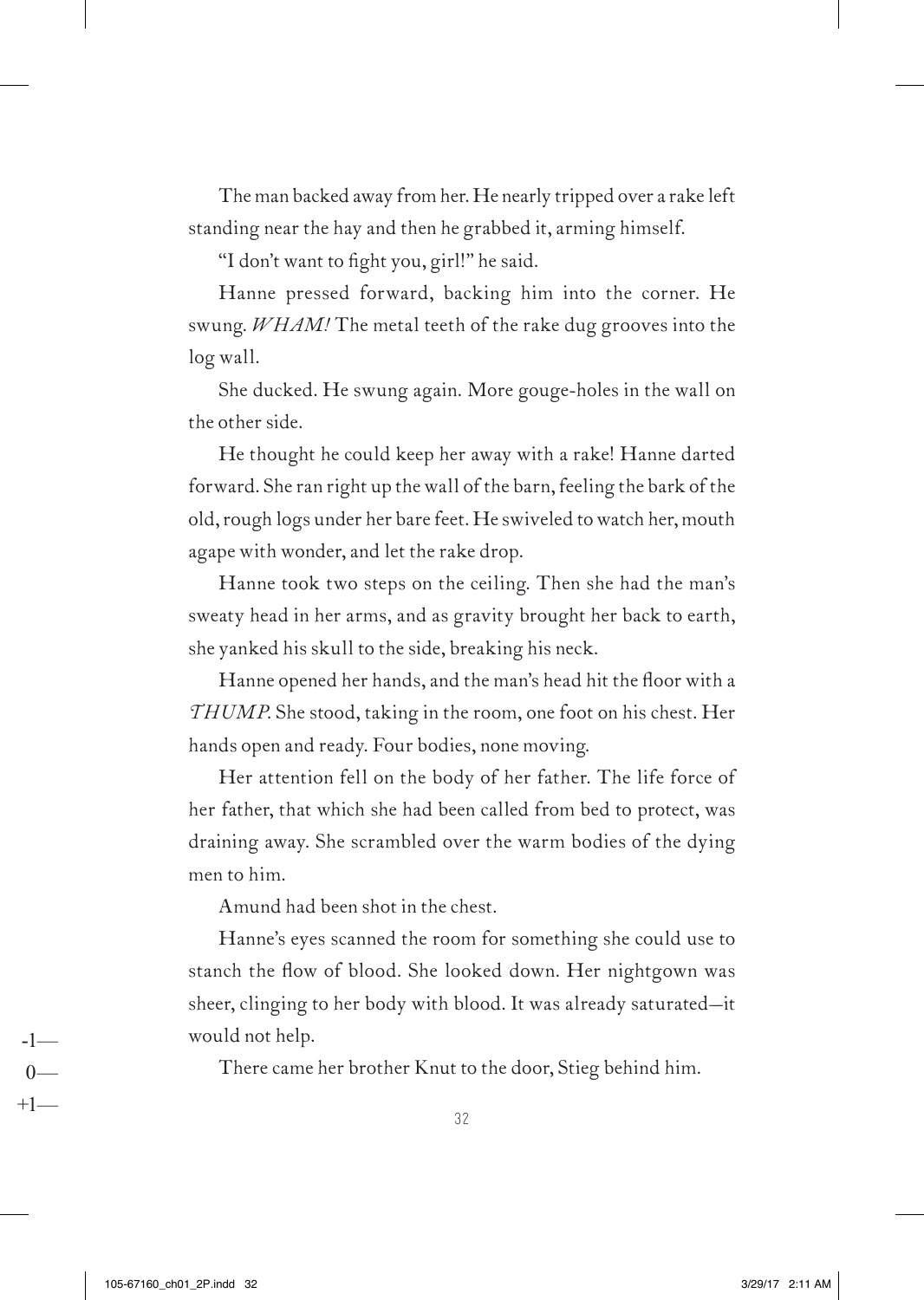The man backed away from her. He nearly tripped over a rake left standing near the hay and then he grabbed it, arming himself.

"I don't want to fight you, girl!" he said.

Hanne pressed forward, backing him into the corner. He swung. *WHAM!* The metal teeth of the rake dug grooves into the log wall.

She ducked. He swung again. More gouge-holes in the wall on the other side.

He thought he could keep her away with a rake! Hanne darted forward. She ran right up the wall of the barn, feeling the bark of the old, rough logs under her bare feet. He swiveled to watch her, mouth agape with wonder, and let the rake drop.

Hanne took two steps on the ceiling. Then she had the man's sweaty head in her arms, and as gravity brought her back to earth, she yanked his skull to the side, breaking his neck.

Hanne opened her hands, and the man's head hit the floor with a *THUMP*. She stood, taking in the room, one foot on his chest. Her hands open and ready. Four bodies, none moving.

Her attention fell on the body of her father. The life force of her father, that which she had been called from bed to protect, was draining away. She scrambled over the warm bodies of the dying men to him.

Amund had been shot in the chest.

Hanne's eyes scanned the room for something she could use to stanch the flow of blood. She looked down. Her nightgown was sheer, clinging to her body with blood. It was already saturated—it would not help.

There came her brother Knut to the door, Stieg behind him.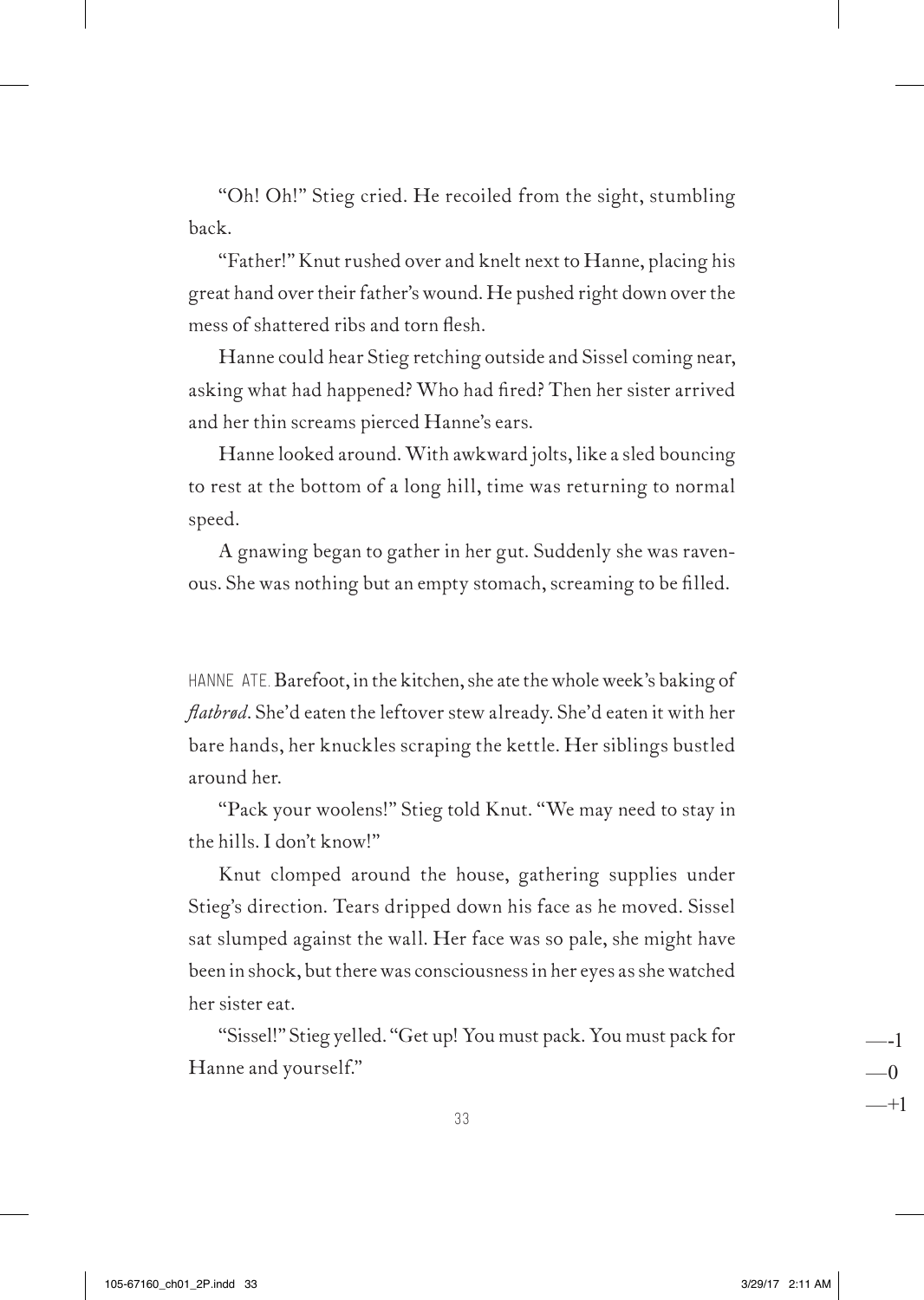"Oh! Oh!" Stieg cried. He recoiled from the sight, stumbling back.

"Father!" Knut rushed over and knelt next to Hanne, placing his great hand over their father's wound. He pushed right down over the mess of shattered ribs and torn flesh.

Hanne could hear Stieg retching outside and Sissel coming near, asking what had happened? Who had fired? Then her sister arrived and her thin screams pierced Hanne's ears.

Hanne looked around. With awkward jolts, like a sled bouncing to rest at the bottom of a long hill, time was returning to normal speed.

A gnawing began to gather in her gut. Suddenly she was ravenous. She was nothing but an empty stomach, screaming to be filled.

HANNE ATE. Barefoot, in the kitchen, she ate the whole week's baking of *flatbrød*. She'd eaten the leftover stew already. She'd eaten it with her bare hands, her knuckles scraping the kettle. Her siblings bustled around her.

"Pack your woolens!" Stieg told Knut. "We may need to stay in the hills. I don't know!"

Knut clomped around the house, gathering supplies under Stieg's direction. Tears dripped down his face as he moved. Sissel sat slumped against the wall. Her face was so pale, she might have been in shock, but there was consciousness in her eyes as she watched her sister eat.

"Sissel!" Stieg yelled. "Get up! You must pack. You must pack for Hanne and yourself."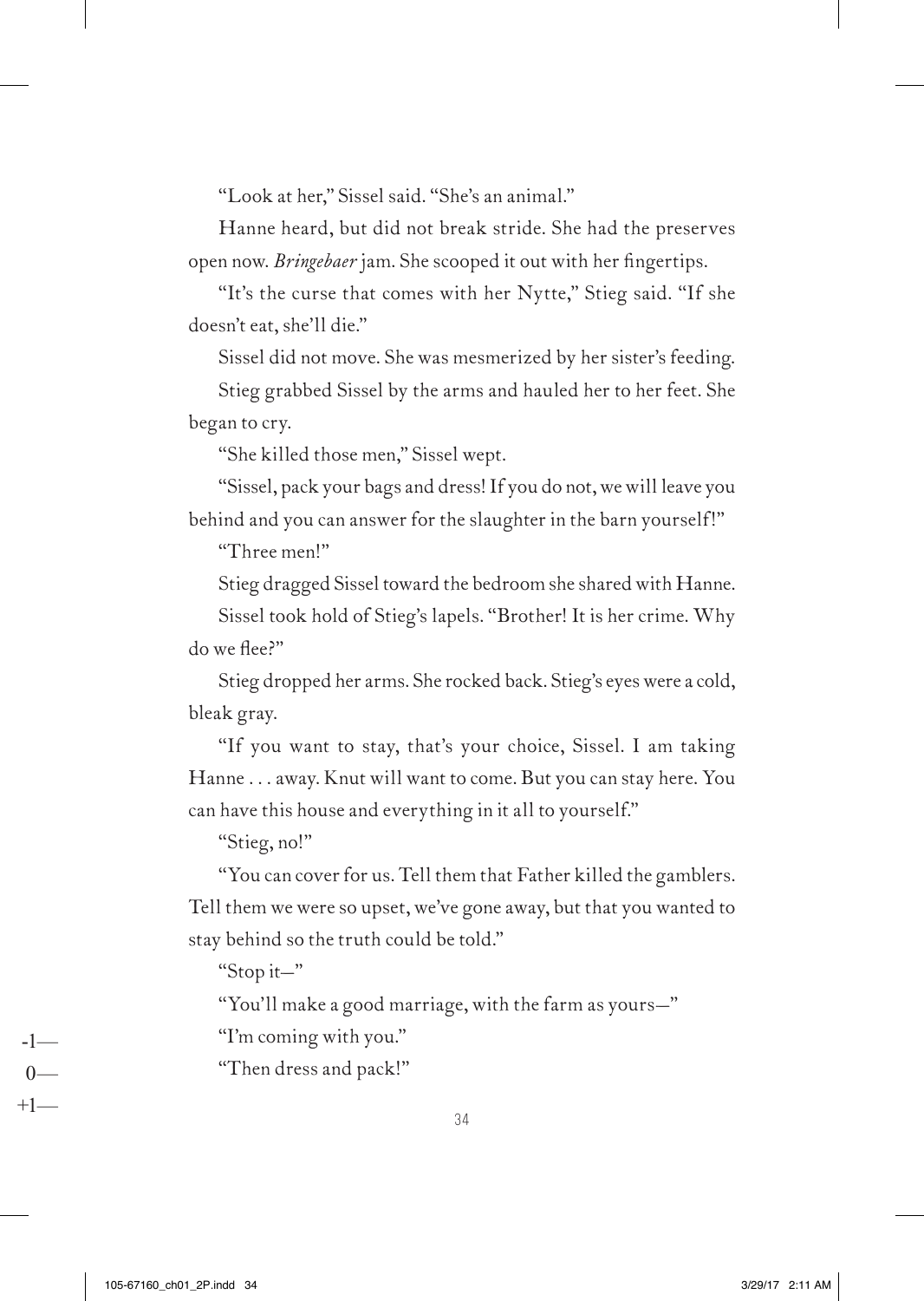"Look at her," Sissel said. "She's an animal."

Hanne heard, but did not break stride. She had the preserves open now. *Bringebaer* jam. She scooped it out with her fingertips.

"It's the curse that comes with her Nytte," Stieg said. "If she doesn't eat, she'll die."

Sissel did not move. She was mesmerized by her sister's feeding.

Stieg grabbed Sissel by the arms and hauled her to her feet. She began to cry.

"She killed those men," Sissel wept.

"Sissel, pack your bags and dress! If you do not, we will leave you behind and you can answer for the slaughter in the barn yourself!"

"Three men!"

Stieg dragged Sissel toward the bedroom she shared with Hanne.

Sissel took hold of Stieg's lapels. "Brother! It is her crime. Why do we flee?"

Stieg dropped her arms. She rocked back. Stieg's eyes were a cold, bleak gray.

"If you want to stay, that's your choice, Sissel. I am taking Hanne . . . away. Knut will want to come. But you can stay here. You can have this house and everything in it all to yourself."

"Stieg, no!"

"You can cover for us. Tell them that Father killed the gamblers. Tell them we were so upset, we've gone away, but that you wanted to stay behind so the truth could be told."

"Stop it—"

"You'll make a good marriage, with the farm as yours—"

"I'm coming with you."

"Then dress and pack!"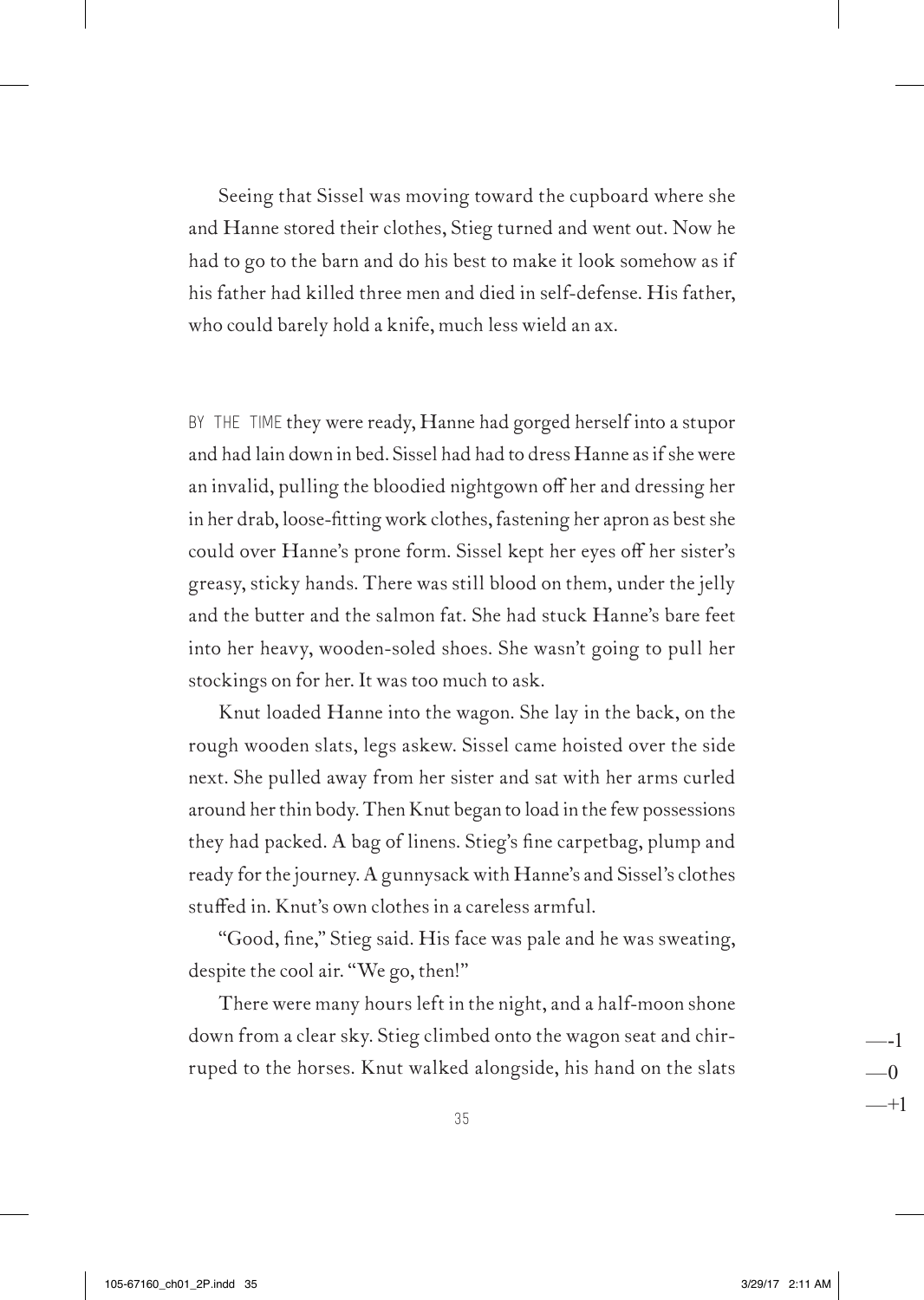Seeing that Sissel was moving toward the cupboard where she and Hanne stored their clothes, Stieg turned and went out. Now he had to go to the barn and do his best to make it look somehow as if his father had killed three men and died in self-defense. His father, who could barely hold a knife, much less wield an ax.

BY THE TIME they were ready, Hanne had gorged herself into a stupor and had lain down in bed. Sissel had had to dress Hanne as if she were an invalid, pulling the bloodied nightgown off her and dressing her in her drab, loose-fitting work clothes, fastening her apron as best she could over Hanne's prone form. Sissel kept her eyes off her sister's greasy, sticky hands. There was still blood on them, under the jelly and the butter and the salmon fat. She had stuck Hanne's bare feet into her heavy, wooden-soled shoes. She wasn't going to pull her stockings on for her. It was too much to ask.

Knut loaded Hanne into the wagon. She lay in the back, on the rough wooden slats, legs askew. Sissel came hoisted over the side next. She pulled away from her sister and sat with her arms curled around her thin body. Then Knut began to load in the few possessions they had packed. A bag of linens. Stieg's fine carpetbag, plump and ready for the journey. A gunnysack with Hanne's and Sissel's clothes stuffed in. Knut's own clothes in a careless armful.

"Good, fine," Stieg said. His face was pale and he was sweating, despite the cool air. "We go, then!"

There were many hours left in the night, and a half-moon shone down from a clear sky. Stieg climbed onto the wagon seat and chirruped to the horses. Knut walked alongside, his hand on the slats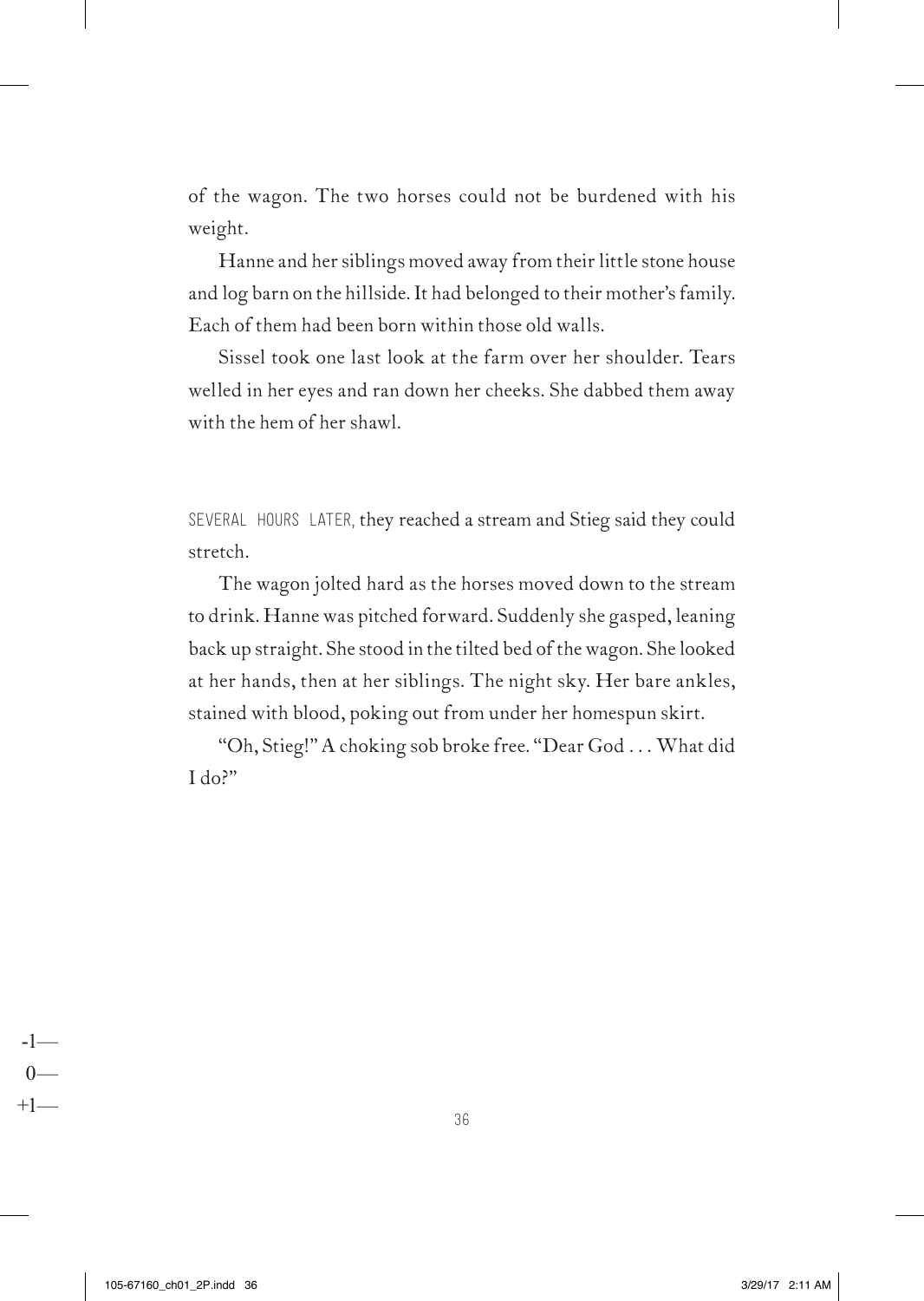of the wagon. The two horses could not be burdened with his weight.

Hanne and her siblings moved away from their little stone house and log barn on the hillside. It had belonged to their mother's family. Each of them had been born within those old walls.

Sissel took one last look at the farm over her shoulder. Tears welled in her eyes and ran down her cheeks. She dabbed them away with the hem of her shawl.

SEVERAL HOURS LATER, they reached a stream and Stieg said they could stretch.

The wagon jolted hard as the horses moved down to the stream to drink. Hanne was pitched forward. Suddenly she gasped, leaning back up straight. She stood in the tilted bed of the wagon. She looked at her hands, then at her siblings. The night sky. Her bare ankles, stained with blood, poking out from under her homespun skirt.

"Oh, Stieg!" A choking sob broke free. "Dear God . . . What did I do?"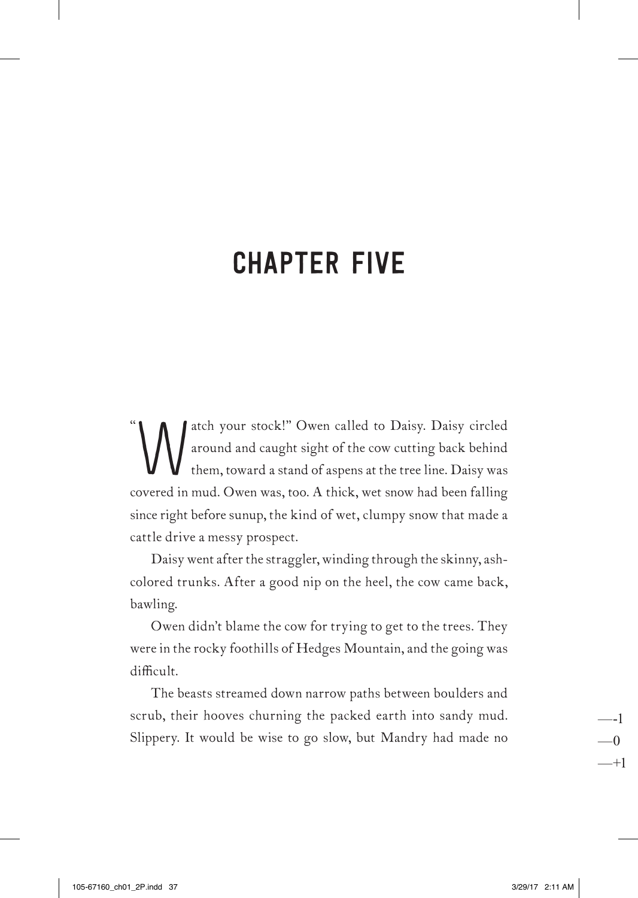# CHAPTER FIVE

"Watch your stock!" Owen called to Daisy. Daisy circled around and caught sight of the cow cutting back behind them, toward a stand of aspens at the tree line. Daisy was covered in mud. Owen was, too. A thick, wet snow had been falling since right before sunup, the kind of wet, clumpy snow that made a cattle drive a messy prospect.

Daisy went after the straggler, winding through the skinny, ash-colored trunks. After a good nip on the heel, the cow came back, bawling.

Owen didn't blame the cow for trying to get to the trees. They were in the rocky foothills of Hedges Mountain, and the going was difficult.

The beasts streamed down narrow paths between boulders and scrub, their hooves churning the packed earth into sandy mud. Slippery. It would be wise to go slow, but Mandry had made no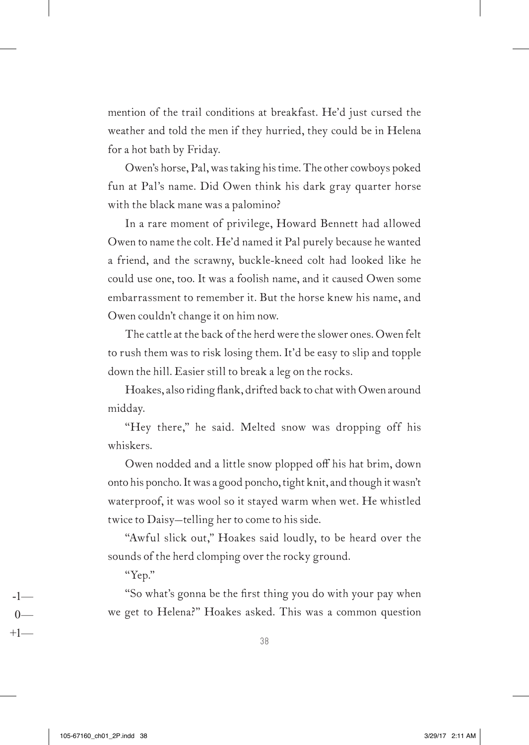mention of the trail conditions at breakfast. He'd just cursed the weather and told the men if they hurried, they could be in Helena for a hot bath by Friday.

Owen's horse, Pal, was taking his time. The other cowboys poked fun at Pal's name. Did Owen think his dark gray quarter horse with the black mane was a palomino?

In a rare moment of privilege, Howard Bennett had allowed Owen to name the colt. He'd named it Pal purely because he wanted a friend, and the scrawny, buckle-kneed colt had looked like he could use one, too. It was a foolish name, and it caused Owen some embarrassment to remember it. But the horse knew his name, and Owen couldn't change it on him now.

The cattle at the back of the herd were the slower ones. Owen felt to rush them was to risk losing them. It'd be easy to slip and topple down the hill. Easier still to break a leg on the rocks.

Hoakes, also riding flank, drifted back to chat with Owen around midday.

"Hey there," he said. Melted snow was dropping off his whiskers.

Owen nodded and a little snow plopped off his hat brim, down onto his poncho. It was a good poncho, tight knit, and though it wasn't waterproof, it was wool so it stayed warm when wet. He whistled twice to Daisy—telling her to come to his side.

"Awful slick out," Hoakes said loudly, to be heard over the sounds of the herd clomping over the rocky ground.

"Yep."

"So what's gonna be the first thing you do with your pay when we get to Helena?" Hoakes asked. This was a common question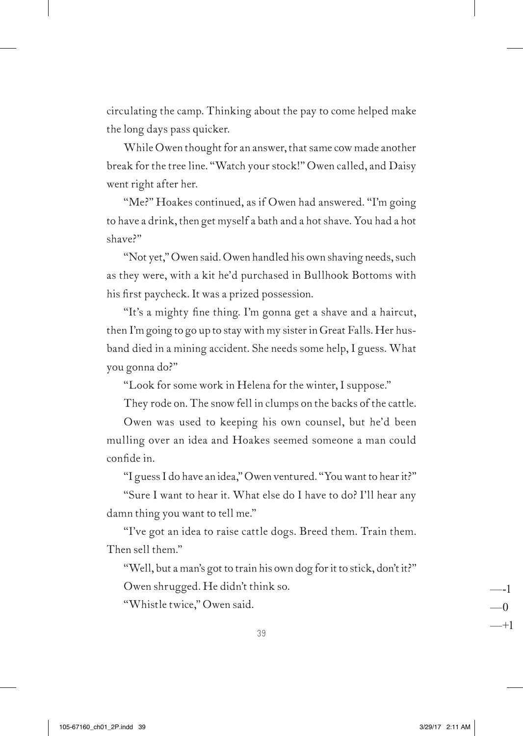circulating the camp. Thinking about the pay to come helped make the long days pass quicker.

While Owen thought for an answer, that same cow made another break for the tree line. "Watch your stock!" Owen called, and Daisy went right after her.

"Me?" Hoakes continued, as if Owen had answered. "I'm going to have a drink, then get myself a bath and a hot shave. You had a hot shave?"

"Not yet," Owen said. Owen handled his own shaving needs, such as they were, with a kit he'd purchased in Bullhook Bottoms with his first paycheck. It was a prized possession.

"It's a mighty fine thing. I'm gonna get a shave and a haircut, then I'm going to go up to stay with my sister in Great Falls. Her husband died in a mining accident. She needs some help, I guess. What you gonna do?"

"Look for some work in Helena for the winter, I suppose."

They rode on. The snow fell in clumps on the backs of the cattle.

Owen was used to keeping his own counsel, but he'd been mulling over an idea and Hoakes seemed someone a man could confide in.

"I guess I do have an idea," Owen ventured. "You want to hear it?"

"Sure I want to hear it. What else do I have to do? I'll hear any damn thing you want to tell me."

"I've got an idea to raise cattle dogs. Breed them. Train them. Then sell them."

"Well, but a man's got to train his own dog for it to stick, don't it?"

Owen shrugged. He didn't think so.

"Whistle twice," Owen said.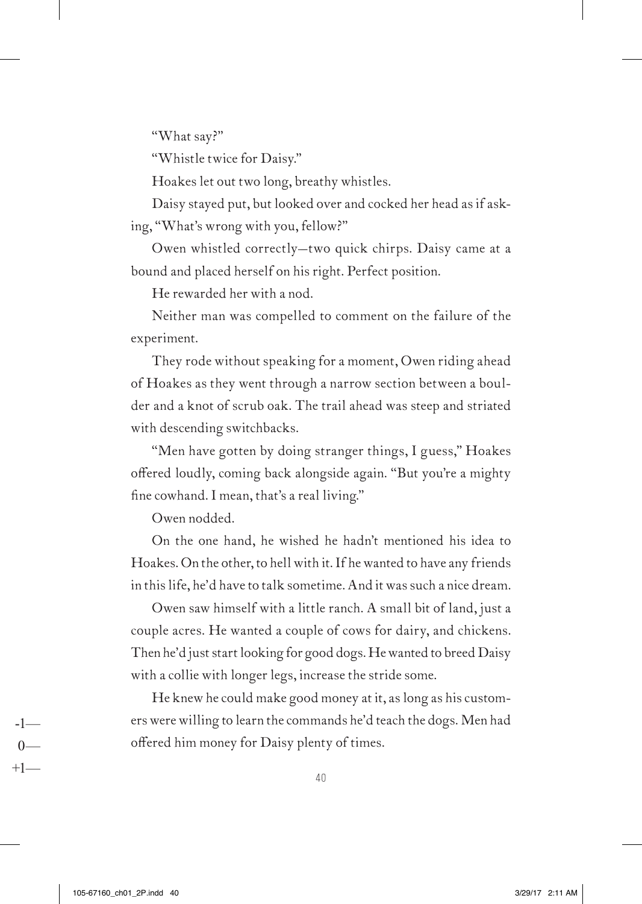"What say?"

"Whistle twice for Daisy."

Hoakes let out two long, breathy whistles.

Daisy stayed put, but looked over and cocked her head as if asking, "What's wrong with you, fellow?"

Owen whistled correctly—two quick chirps. Daisy came at a bound and placed herself on his right. Perfect position.

He rewarded her with a nod.

Neither man was compelled to comment on the failure of the experiment.

They rode without speaking for a moment, Owen riding ahead of Hoakes as they went through a narrow section between a boulder and a knot of scrub oak. The trail ahead was steep and striated with descending switchbacks.

"Men have gotten by doing stranger things, I guess," Hoakes offered loudly, coming back alongside again. "But you're a mighty fine cowhand. I mean, that's a real living."

Owen nodded.

On the one hand, he wished he hadn't mentioned his idea to Hoakes. On the other, to hell with it. If he wanted to have any friends in this life, he'd have to talk sometime. And it was such a nice dream.

Owen saw himself with a little ranch. A small bit of land, just a couple acres. He wanted a couple of cows for dairy, and chickens. Then he'd just start looking for good dogs. He wanted to breed Daisy with a collie with longer legs, increase the stride some.

He knew he could make good money at it, as long as his customers were willing to learn the commands he'd teach the dogs. Men had offered him money for Daisy plenty of times.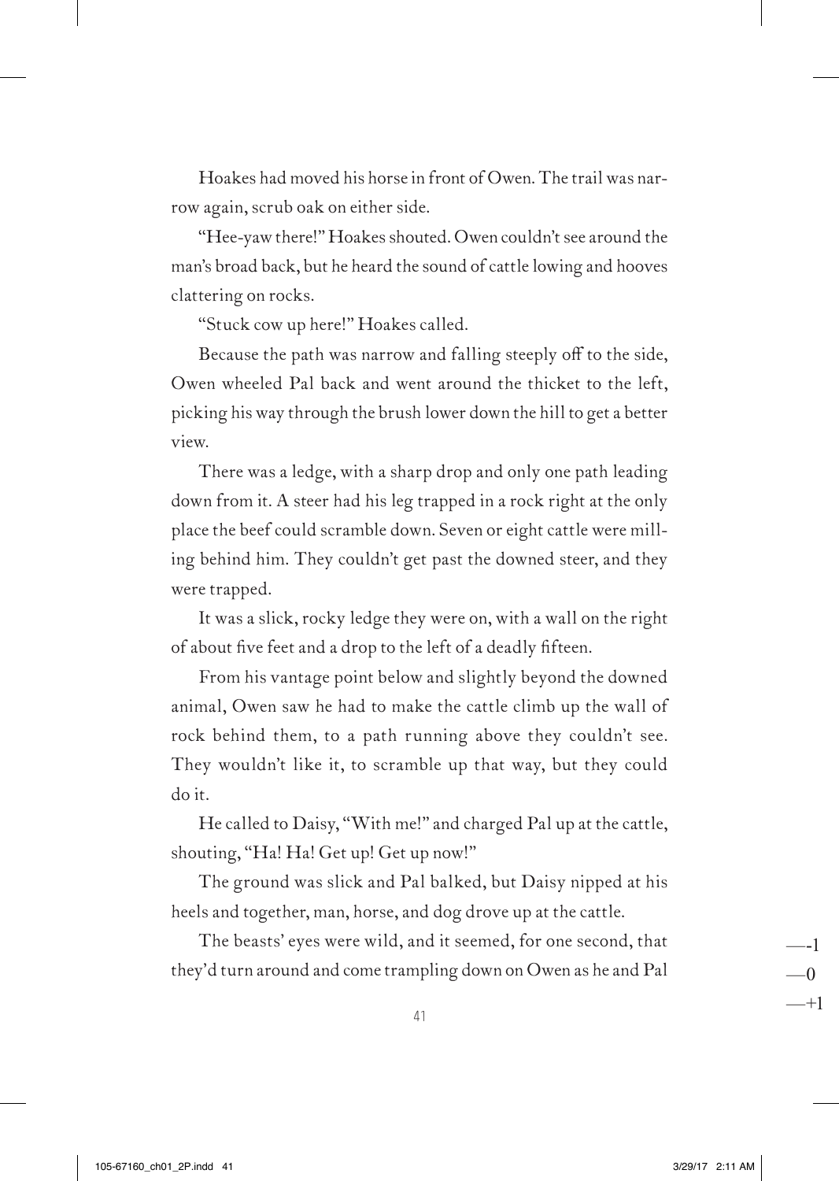Hoakes had moved his horse in front of Owen. The trail was narrow again, scrub oak on either side.

"Hee-yaw there!" Hoakes shouted. Owen couldn't see around the man's broad back, but he heard the sound of cattle lowing and hooves clattering on rocks.

"Stuck cow up here!" Hoakes called.

Because the path was narrow and falling steeply off to the side, Owen wheeled Pal back and went around the thicket to the left, picking his way through the brush lower down the hill to get a better view.

There was a ledge, with a sharp drop and only one path leading down from it. A steer had his leg trapped in a rock right at the only place the beef could scramble down. Seven or eight cattle were milling behind him. They couldn't get past the downed steer, and they were trapped.

It was a slick, rocky ledge they were on, with a wall on the right of about five feet and a drop to the left of a deadly fifteen.

From his vantage point below and slightly beyond the downed animal, Owen saw he had to make the cattle climb up the wall of rock behind them, to a path running above they couldn't see. They wouldn't like it, to scramble up that way, but they could do it.

He called to Daisy, "With me!" and charged Pal up at the cattle, shouting, "Ha! Ha! Get up! Get up now!"

The ground was slick and Pal balked, but Daisy nipped at his heels and together, man, horse, and dog drove up at the cattle.

The beasts' eyes were wild, and it seemed, for one second, that they'd turn around and come trampling down on Owen as he and Pal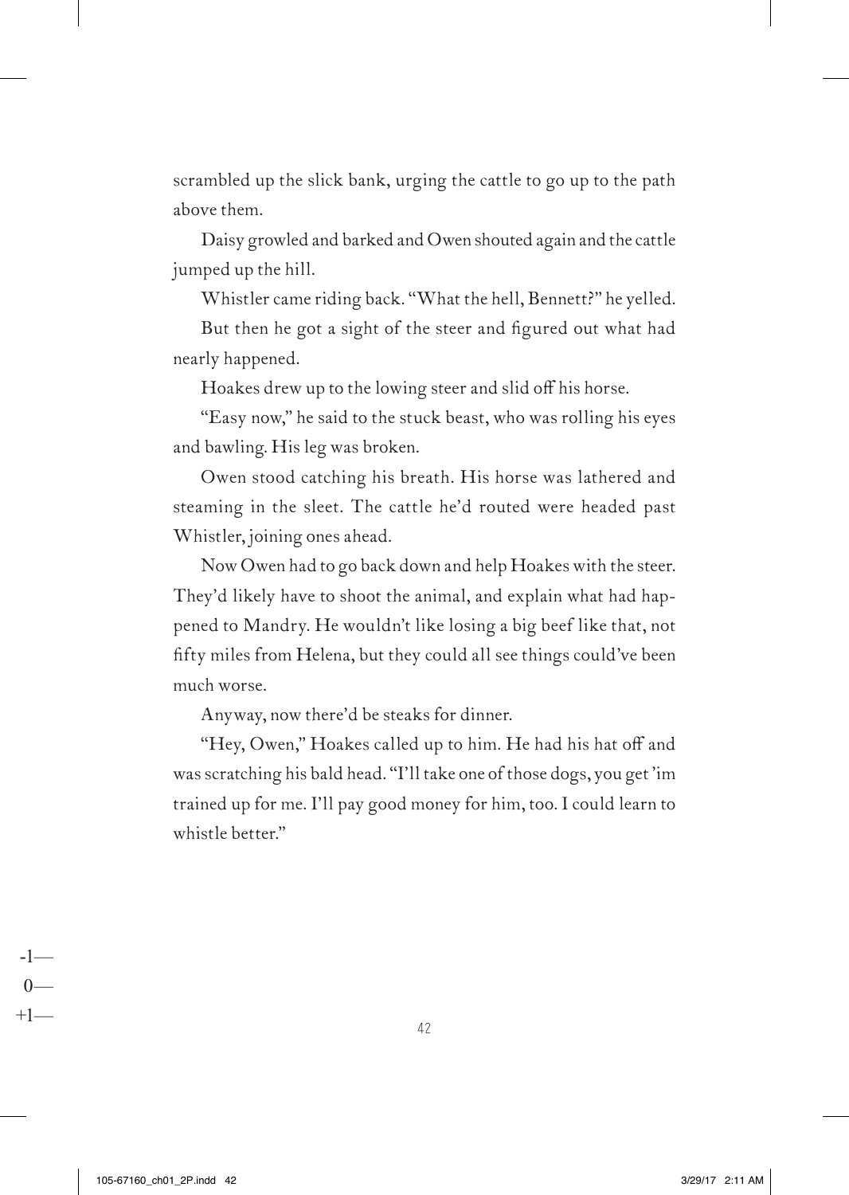scrambled up the slick bank, urging the cattle to go up to the path above them.

Daisy growled and barked and Owen shouted again and the cattle jumped up the hill.

Whistler came riding back. "What the hell, Bennett?" he yelled.

But then he got a sight of the steer and figured out what had nearly happened.

Hoakes drew up to the lowing steer and slid off his horse.

"Easy now," he said to the stuck beast, who was rolling his eyes and bawling. His leg was broken.

Owen stood catching his breath. His horse was lathered and steaming in the sleet. The cattle he'd routed were headed past Whistler, joining ones ahead.

Now Owen had to go back down and help Hoakes with the steer. They'd likely have to shoot the animal, and explain what had happened to Mandry. He wouldn't like losing a big beef like that, not fifty miles from Helena, but they could all see things could've been much worse.

Anyway, now there'd be steaks for dinner.

"Hey, Owen," Hoakes called up to him. He had his hat off and was scratching his bald head. "I'll take one of those dogs, you get 'im trained up for me. I'll pay good money for him, too. I could learn to whistle better."